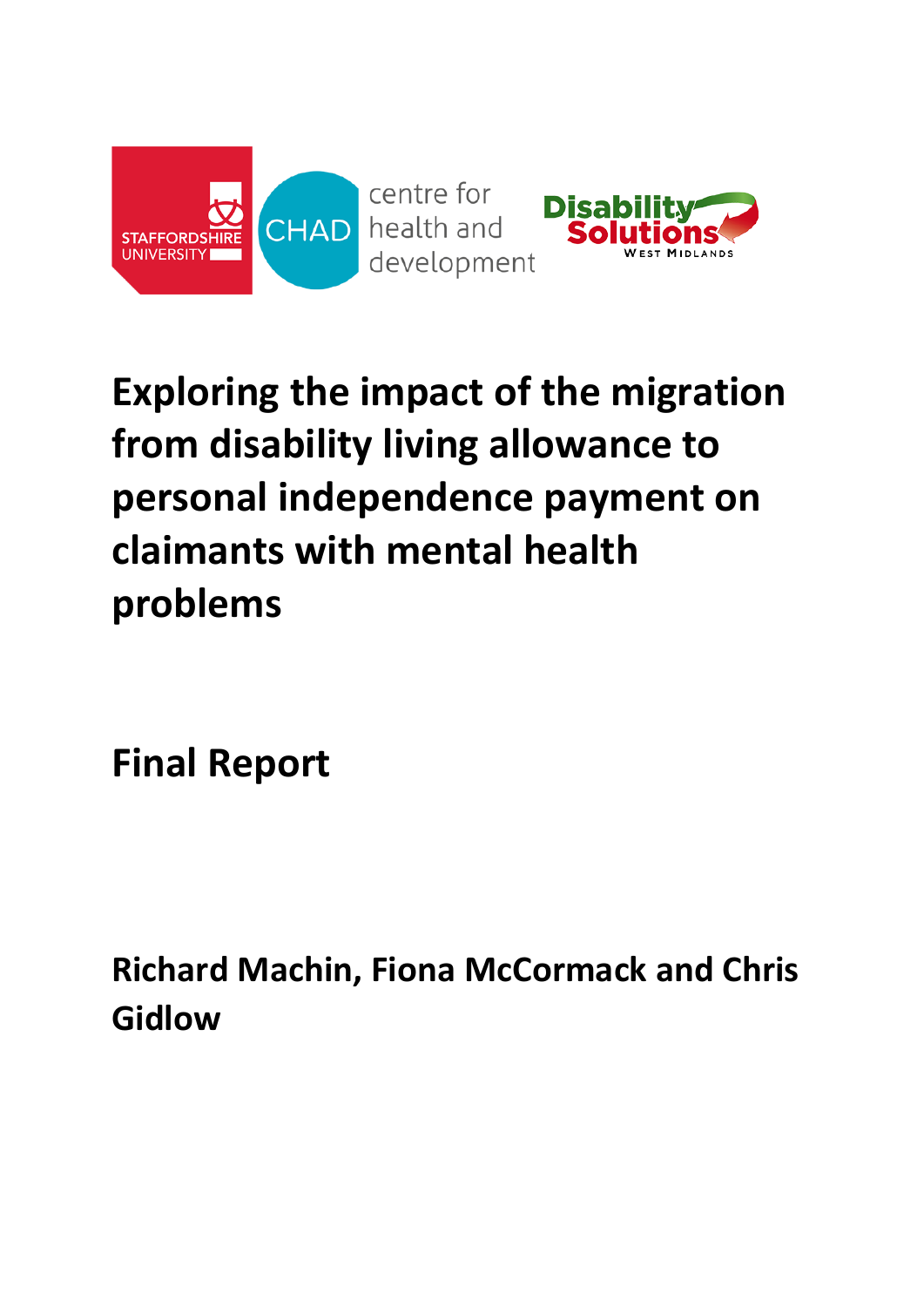# Exploring the impact of the migration from disability living allowance to personal independence payment on claimants with mental health problems

## Final Report

**Richard Machin, Fiona McCormack and Chris Gidlow**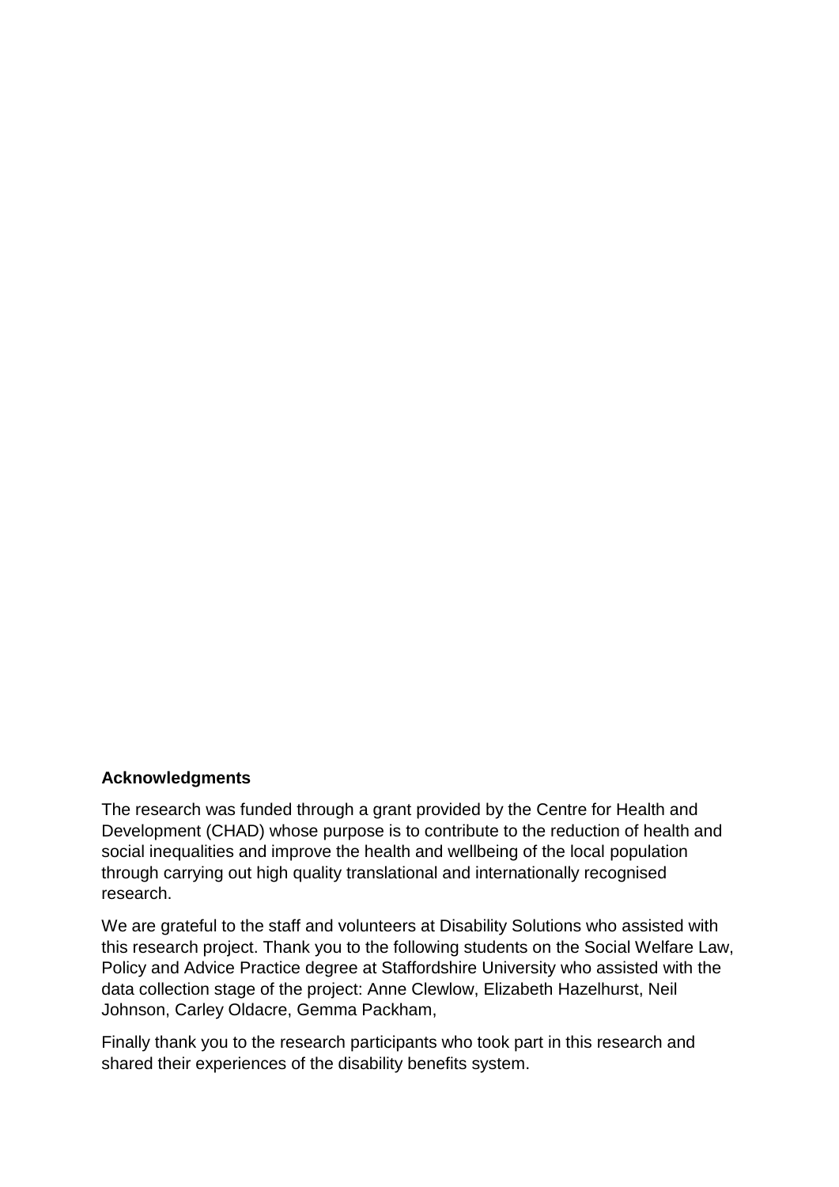**Acknowledgments**

The research was funded through a grant provided by the Centre for Health and Development (CHAD) whose purpose is to contribute to the reduction of health and social inequalities and improve the health and wellbeing of the local population through carrying out high quality translational and internationally recognised research.

We are grateful to the staff and volunteers at Disability Solutions who assisted with this research project. Thank you to the following students on the Social Welfare Law, Policy and Advice Practice degree at Staffordshire University who assisted with the data collection stage of the project: Anne Clewlow, Elizabeth Hazelhurst, Neil Johnson, Carley Oldacre, Gemma Packham,

Finally thank you to the research participants who took part in this research and shared their experiences of the disability benefits system.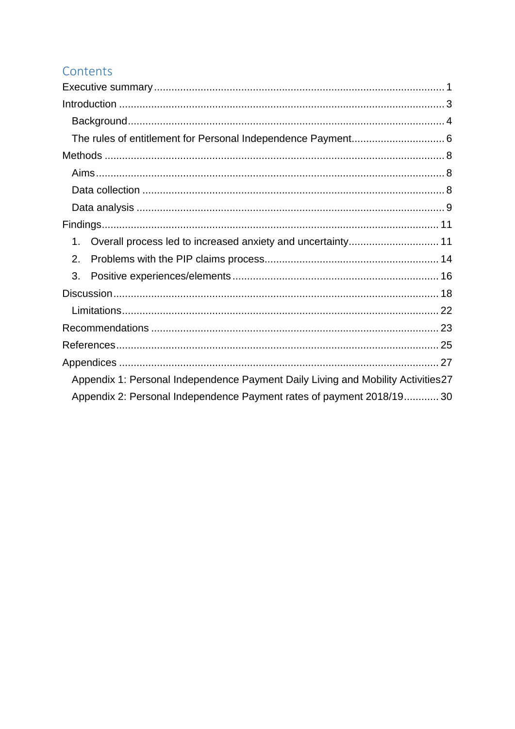## Contents

Executive summary ........................................................................................................ 1
Introduction ................................................................................................................. 3
- Background ............................................................................................................. 4
- The rules of entitlement for Personal Independence Payment ................................ 6

Methods ...................................................................................................................... 8
- Aims ......................................................................................................................... 8
- Data collection ......................................................................................................... 8
- Data analysis ........................................................................................................... 9

Findings ...................................................................................................................... 11
1. Overall process led to increased anxiety and uncertainty ................................. 11
2. Problems with the PIP claims process ................................................................ 14
3. Positive experiences/elements ............................................................................ 16

Discussion .................................................................................................................. 18
- Limitations .............................................................................................................. 22

Recommendations ...................................................................................................... 23
References .................................................................................................................. 25
Appendices ................................................................................................................. 27
- Appendix 1: Personal Independence Payment Daily Living and Mobility Activities 27
- Appendix 2: Personal Independence Payment rates of payment 2018/19 ............ 30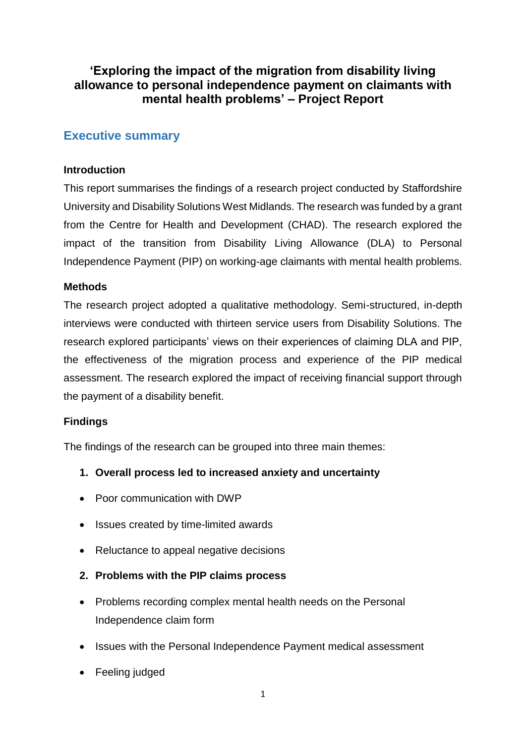# 'Exploring the impact of the migration from disability living allowance to personal independence payment on claimants with mental health problems' – Project Report

## Executive summary

**Introduction**

This report summarises the findings of a research project conducted by Staffordshire University and Disability Solutions West Midlands. The research was funded by a grant from the Centre for Health and Development (CHAD). The research explored the impact of the transition from Disability Living Allowance (DLA) to Personal Independence Payment (PIP) on working-age claimants with mental health problems.

**Methods**

The research project adopted a qualitative methodology. Semi-structured, in-depth interviews were conducted with thirteen service users from Disability Solutions. The research explored participants' views on their experiences of claiming DLA and PIP, the effectiveness of the migration process and experience of the PIP medical assessment. The research explored the impact of receiving financial support through the payment of a disability benefit.

**Findings**

The findings of the research can be grouped into three main themes:

1. **Overall process led to increased anxiety and uncertainty**
   - Poor communication with DWP
   - Issues created by time-limited awards
   - Reluctance to appeal negative decisions
2. **Problems with the PIP claims process**
   - Problems recording complex mental health needs on the Personal Independence claim form
   - Issues with the Personal Independence Payment medical assessment
   - Feeling judged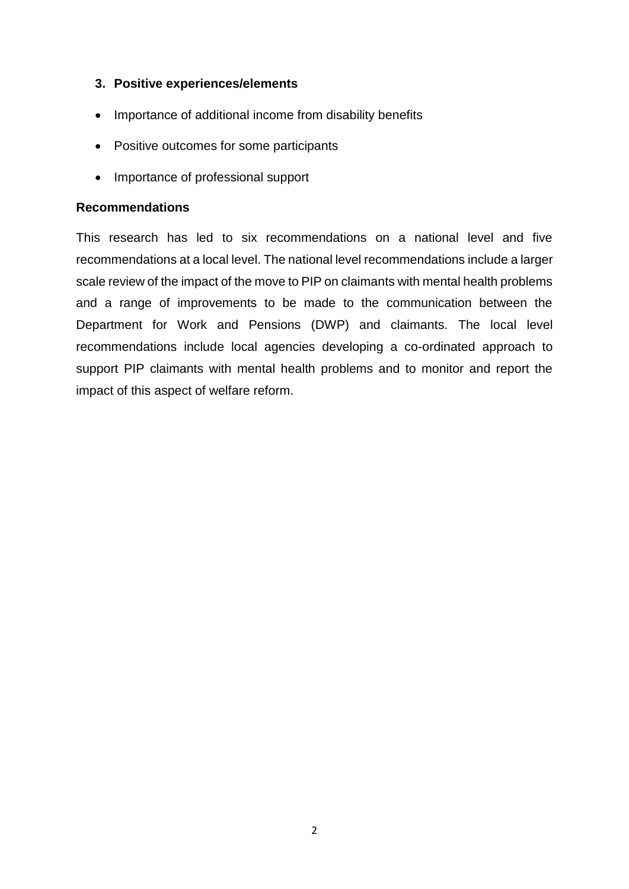**3. Positive experiences/elements**

- Importance of additional income from disability benefits
- Positive outcomes for some participants
- Importance of professional support

**Recommendations**

This research has led to six recommendations on a national level and five recommendations at a local level. The national level recommendations include a larger scale review of the impact of the move to PIP on claimants with mental health problems and a range of improvements to be made to the communication between the Department for Work and Pensions (DWP) and claimants. The local level recommendations include local agencies developing a co-ordinated approach to support PIP claimants with mental health problems and to monitor and report the impact of this aspect of welfare reform.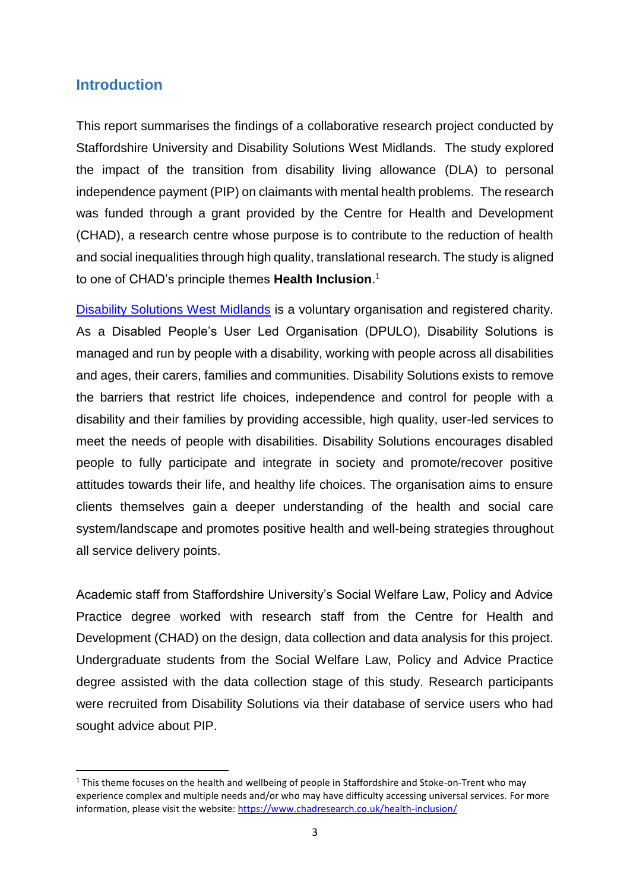## Introduction

This report summarises the findings of a collaborative research project conducted by Staffordshire University and Disability Solutions West Midlands. The study explored the impact of the transition from disability living allowance (DLA) to personal independence payment (PIP) on claimants with mental health problems. The research was funded through a grant provided by the Centre for Health and Development (CHAD), a research centre whose purpose is to contribute to the reduction of health and social inequalities through high quality, translational research. The study is aligned to one of CHAD's principle themes **Health Inclusion**.[1]

[Disability Solutions West Midlands](Disability Solutions West Midlands) is a voluntary organisation and registered charity. As a Disabled People's User Led Organisation (DPULO), Disability Solutions is managed and run by people with a disability, working with people across all disabilities and ages, their carers, families and communities. Disability Solutions exists to remove the barriers that restrict life choices, independence and control for people with a disability and their families by providing accessible, high quality, user-led services to meet the needs of people with disabilities. Disability Solutions encourages disabled people to fully participate and integrate in society and promote/recover positive attitudes towards their life, and healthy life choices. The organisation aims to ensure clients themselves gain a deeper understanding of the health and social care system/landscape and promotes positive health and well-being strategies throughout all service delivery points.

Academic staff from Staffordshire University's Social Welfare Law, Policy and Advice Practice degree worked with research staff from the Centre for Health and Development (CHAD) on the design, data collection and data analysis for this project. Undergraduate students from the Social Welfare Law, Policy and Advice Practice degree assisted with the data collection stage of this study. Research participants were recruited from Disability Solutions via their database of service users who had sought advice about PIP.

---

[1] This theme focuses on the health and wellbeing of people in Staffordshire and Stoke-on-Trent who may experience complex and multiple needs and/or who may have difficulty accessing universal services. For more information, please visit the website: https://www.chadresearch.co.uk/health-inclusion/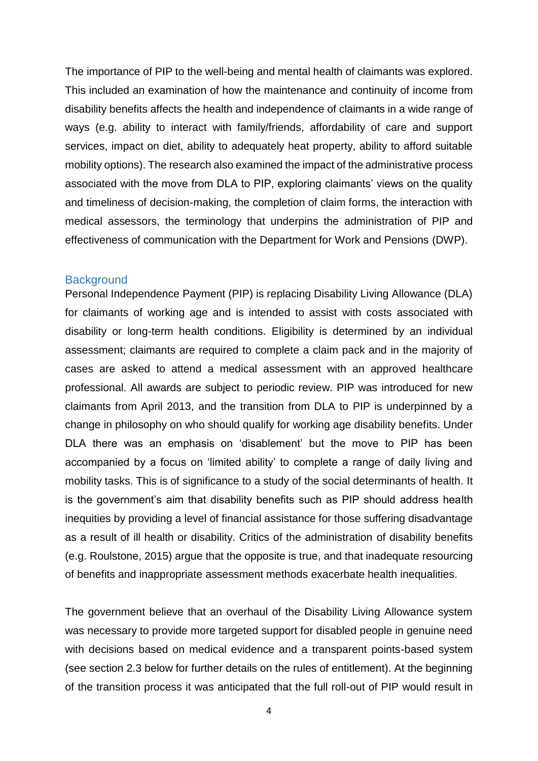The importance of PIP to the well-being and mental health of claimants was explored. This included an examination of how the maintenance and continuity of income from disability benefits affects the health and independence of claimants in a wide range of ways (e.g. ability to interact with family/friends, affordability of care and support services, impact on diet, ability to adequately heat property, ability to afford suitable mobility options). The research also examined the impact of the administrative process associated with the move from DLA to PIP, exploring claimants' views on the quality and timeliness of decision-making, the completion of claim forms, the interaction with medical assessors, the terminology that underpins the administration of PIP and effectiveness of communication with the Department for Work and Pensions (DWP).

## Background

Personal Independence Payment (PIP) is replacing Disability Living Allowance (DLA) for claimants of working age and is intended to assist with costs associated with disability or long-term health conditions. Eligibility is determined by an individual assessment; claimants are required to complete a claim pack and in the majority of cases are asked to attend a medical assessment with an approved healthcare professional. All awards are subject to periodic review. PIP was introduced for new claimants from April 2013, and the transition from DLA to PIP is underpinned by a change in philosophy on who should qualify for working age disability benefits. Under DLA there was an emphasis on 'disablement' but the move to PIP has been accompanied by a focus on 'limited ability' to complete a range of daily living and mobility tasks. This is of significance to a study of the social determinants of health. It is the government's aim that disability benefits such as PIP should address health inequities by providing a level of financial assistance for those suffering disadvantage as a result of ill health or disability. Critics of the administration of disability benefits (e.g. Roulstone, 2015) argue that the opposite is true, and that inadequate resourcing of benefits and inappropriate assessment methods exacerbate health inequalities.

The government believe that an overhaul of the Disability Living Allowance system was necessary to provide more targeted support for disabled people in genuine need with decisions based on medical evidence and a transparent points-based system (see section 2.3 below for further details on the rules of entitlement). At the beginning of the transition process it was anticipated that the full roll-out of PIP would result in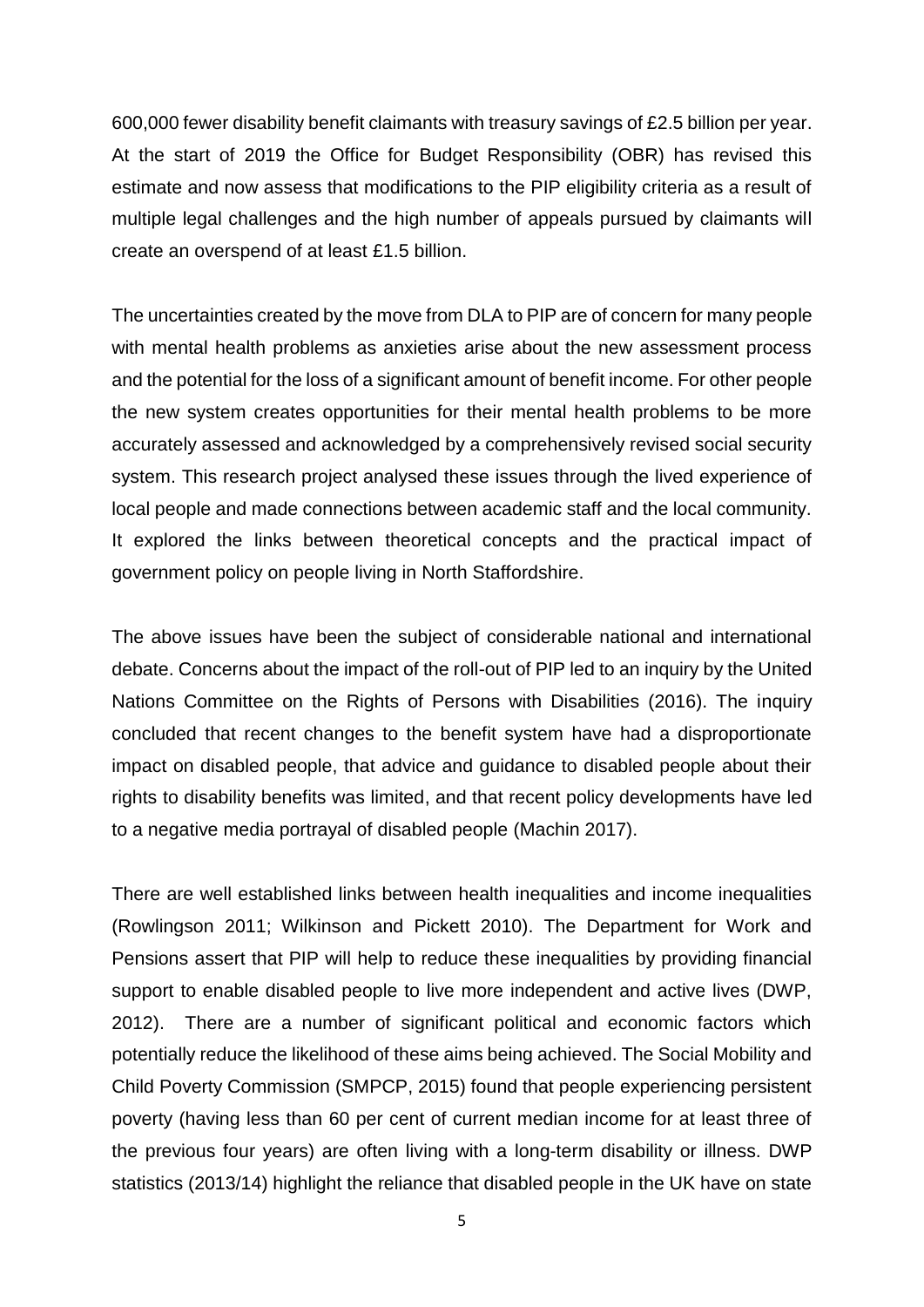600,000 fewer disability benefit claimants with treasury savings of £2.5 billion per year. At the start of 2019 the Office for Budget Responsibility (OBR) has revised this estimate and now assess that modifications to the PIP eligibility criteria as a result of multiple legal challenges and the high number of appeals pursued by claimants will create an overspend of at least £1.5 billion.

The uncertainties created by the move from DLA to PIP are of concern for many people with mental health problems as anxieties arise about the new assessment process and the potential for the loss of a significant amount of benefit income. For other people the new system creates opportunities for their mental health problems to be more accurately assessed and acknowledged by a comprehensively revised social security system. This research project analysed these issues through the lived experience of local people and made connections between academic staff and the local community. It explored the links between theoretical concepts and the practical impact of government policy on people living in North Staffordshire.

The above issues have been the subject of considerable national and international debate. Concerns about the impact of the roll-out of PIP led to an inquiry by the United Nations Committee on the Rights of Persons with Disabilities (2016). The inquiry concluded that recent changes to the benefit system have had a disproportionate impact on disabled people, that advice and guidance to disabled people about their rights to disability benefits was limited, and that recent policy developments have led to a negative media portrayal of disabled people (Machin 2017).

There are well established links between health inequalities and income inequalities (Rowlingson 2011; Wilkinson and Pickett 2010). The Department for Work and Pensions assert that PIP will help to reduce these inequalities by providing financial support to enable disabled people to live more independent and active lives (DWP, 2012). There are a number of significant political and economic factors which potentially reduce the likelihood of these aims being achieved. The Social Mobility and Child Poverty Commission (SMPCP, 2015) found that people experiencing persistent poverty (having less than 60 per cent of current median income for at least three of the previous four years) are often living with a long-term disability or illness. DWP statistics (2013/14) highlight the reliance that disabled people in the UK have on state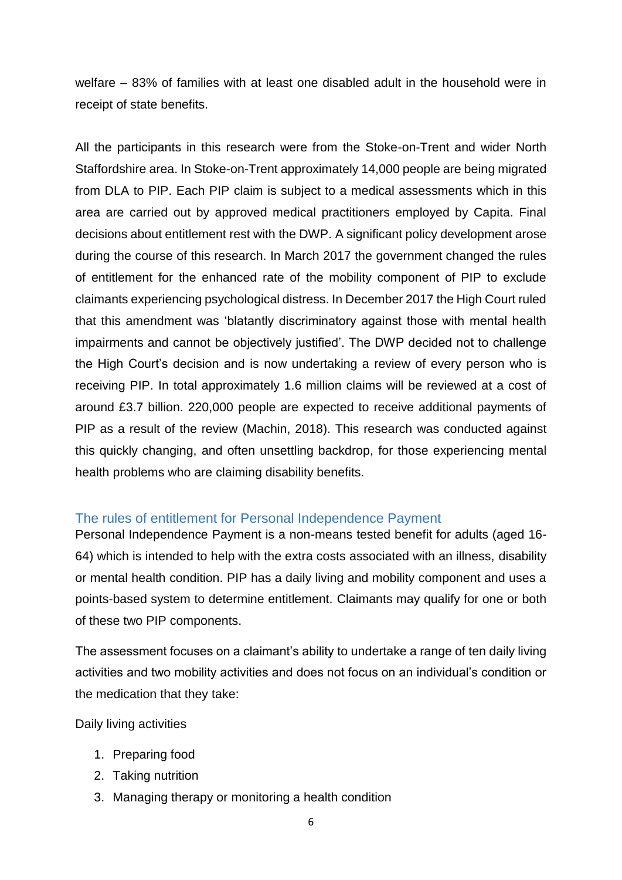welfare – 83% of families with at least one disabled adult in the household were in receipt of state benefits.

All the participants in this research were from the Stoke-on-Trent and wider North Staffordshire area. In Stoke-on-Trent approximately 14,000 people are being migrated from DLA to PIP. Each PIP claim is subject to a medical assessments which in this area are carried out by approved medical practitioners employed by Capita. Final decisions about entitlement rest with the DWP. A significant policy development arose during the course of this research. In March 2017 the government changed the rules of entitlement for the enhanced rate of the mobility component of PIP to exclude claimants experiencing psychological distress. In December 2017 the High Court ruled that this amendment was 'blatantly discriminatory against those with mental health impairments and cannot be objectively justified'. The DWP decided not to challenge the High Court's decision and is now undertaking a review of every person who is receiving PIP. In total approximately 1.6 million claims will be reviewed at a cost of around £3.7 billion. 220,000 people are expected to receive additional payments of PIP as a result of the review (Machin, 2018). This research was conducted against this quickly changing, and often unsettling backdrop, for those experiencing mental health problems who are claiming disability benefits.

## The rules of entitlement for Personal Independence Payment

Personal Independence Payment is a non-means tested benefit for adults (aged 16-64) which is intended to help with the extra costs associated with an illness, disability or mental health condition. PIP has a daily living and mobility component and uses a points-based system to determine entitlement. Claimants may qualify for one or both of these two PIP components.

The assessment focuses on a claimant's ability to undertake a range of ten daily living activities and two mobility activities and does not focus on an individual's condition or the medication that they take:

Daily living activities

1. Preparing food
2. Taking nutrition
3. Managing therapy or monitoring a health condition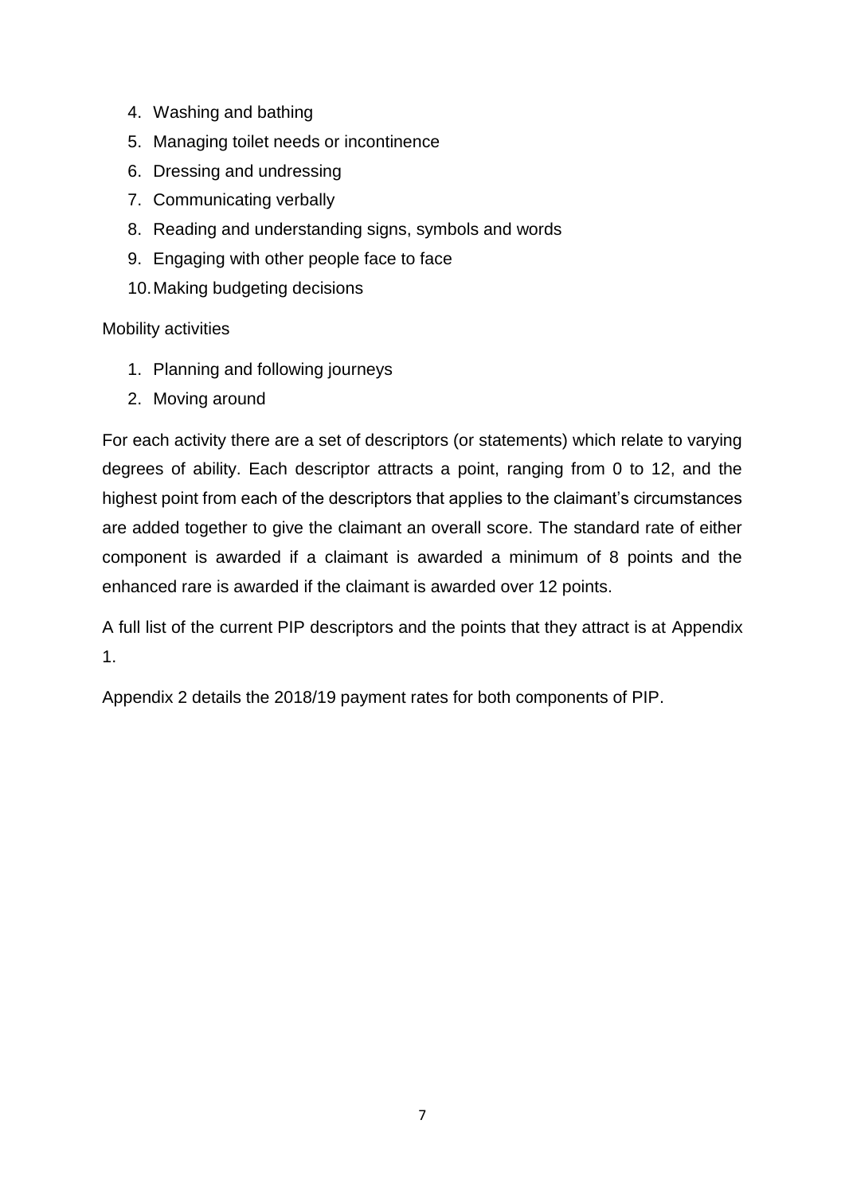4. Washing and bathing
5. Managing toilet needs or incontinence
6. Dressing and undressing
7. Communicating verbally
8. Reading and understanding signs, symbols and words
9. Engaging with other people face to face
10. Making budgeting decisions

Mobility activities

1. Planning and following journeys
2. Moving around

For each activity there are a set of descriptors (or statements) which relate to varying degrees of ability. Each descriptor attracts a point, ranging from 0 to 12, and the highest point from each of the descriptors that applies to the claimant's circumstances are added together to give the claimant an overall score. The standard rate of either component is awarded if a claimant is awarded a minimum of 8 points and the enhanced rare is awarded if the claimant is awarded over 12 points.

A full list of the current PIP descriptors and the points that they attract is at Appendix 1.

Appendix 2 details the 2018/19 payment rates for both components of PIP.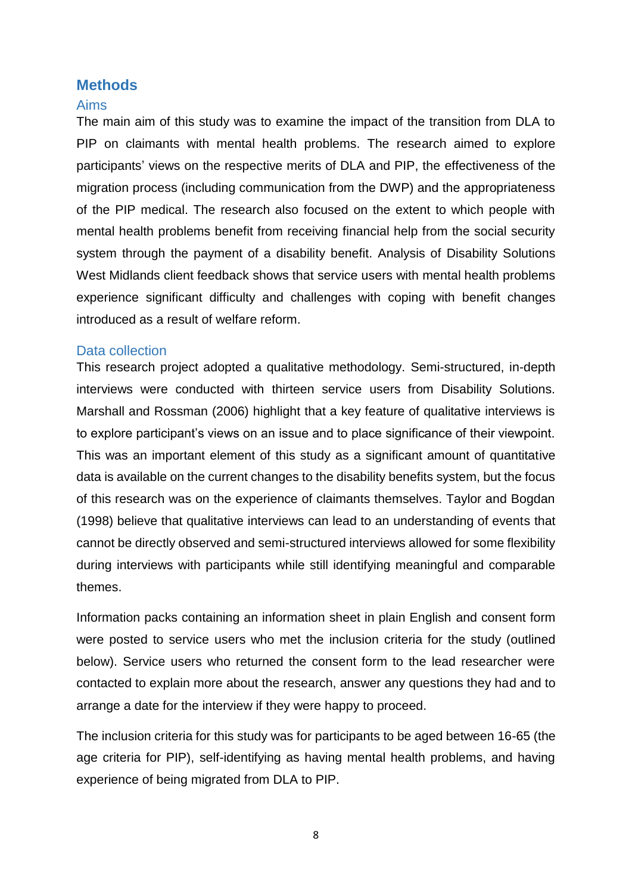## Methods

### Aims

The main aim of this study was to examine the impact of the transition from DLA to PIP on claimants with mental health problems. The research aimed to explore participants' views on the respective merits of DLA and PIP, the effectiveness of the migration process (including communication from the DWP) and the appropriateness of the PIP medical. The research also focused on the extent to which people with mental health problems benefit from receiving financial help from the social security system through the payment of a disability benefit. Analysis of Disability Solutions West Midlands client feedback shows that service users with mental health problems experience significant difficulty and challenges with coping with benefit changes introduced as a result of welfare reform.

### Data collection

This research project adopted a qualitative methodology. Semi-structured, in-depth interviews were conducted with thirteen service users from Disability Solutions. Marshall and Rossman (2006) highlight that a key feature of qualitative interviews is to explore participant's views on an issue and to place significance of their viewpoint. This was an important element of this study as a significant amount of quantitative data is available on the current changes to the disability benefits system, but the focus of this research was on the experience of claimants themselves. Taylor and Bogdan (1998) believe that qualitative interviews can lead to an understanding of events that cannot be directly observed and semi-structured interviews allowed for some flexibility during interviews with participants while still identifying meaningful and comparable themes.

Information packs containing an information sheet in plain English and consent form were posted to service users who met the inclusion criteria for the study (outlined below). Service users who returned the consent form to the lead researcher were contacted to explain more about the research, answer any questions they had and to arrange a date for the interview if they were happy to proceed.

The inclusion criteria for this study was for participants to be aged between 16-65 (the age criteria for PIP), self-identifying as having mental health problems, and having experience of being migrated from DLA to PIP.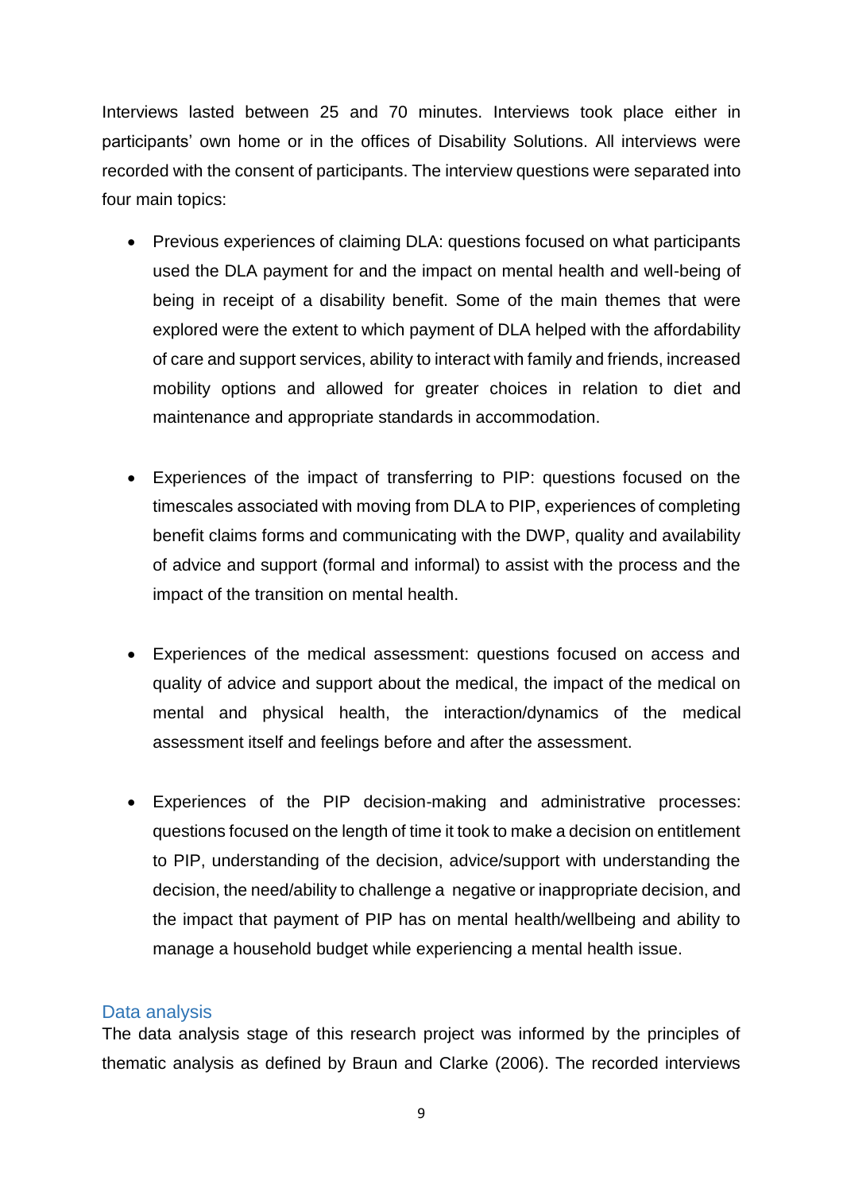Interviews lasted between 25 and 70 minutes. Interviews took place either in participants' own home or in the offices of Disability Solutions. All interviews were recorded with the consent of participants. The interview questions were separated into four main topics:

- Previous experiences of claiming DLA: questions focused on what participants used the DLA payment for and the impact on mental health and well-being of being in receipt of a disability benefit. Some of the main themes that were explored were the extent to which payment of DLA helped with the affordability of care and support services, ability to interact with family and friends, increased mobility options and allowed for greater choices in relation to diet and maintenance and appropriate standards in accommodation.

- Experiences of the impact of transferring to PIP: questions focused on the timescales associated with moving from DLA to PIP, experiences of completing benefit claims forms and communicating with the DWP, quality and availability of advice and support (formal and informal) to assist with the process and the impact of the transition on mental health.

- Experiences of the medical assessment: questions focused on access and quality of advice and support about the medical, the impact of the medical on mental and physical health, the interaction/dynamics of the medical assessment itself and feelings before and after the assessment.

- Experiences of the PIP decision-making and administrative processes: questions focused on the length of time it took to make a decision on entitlement to PIP, understanding of the decision, advice/support with understanding the decision, the need/ability to challenge a negative or inappropriate decision, and the impact that payment of PIP has on mental health/wellbeing and ability to manage a household budget while experiencing a mental health issue.

### Data analysis

The data analysis stage of this research project was informed by the principles of thematic analysis as defined by Braun and Clarke (2006). The recorded interviews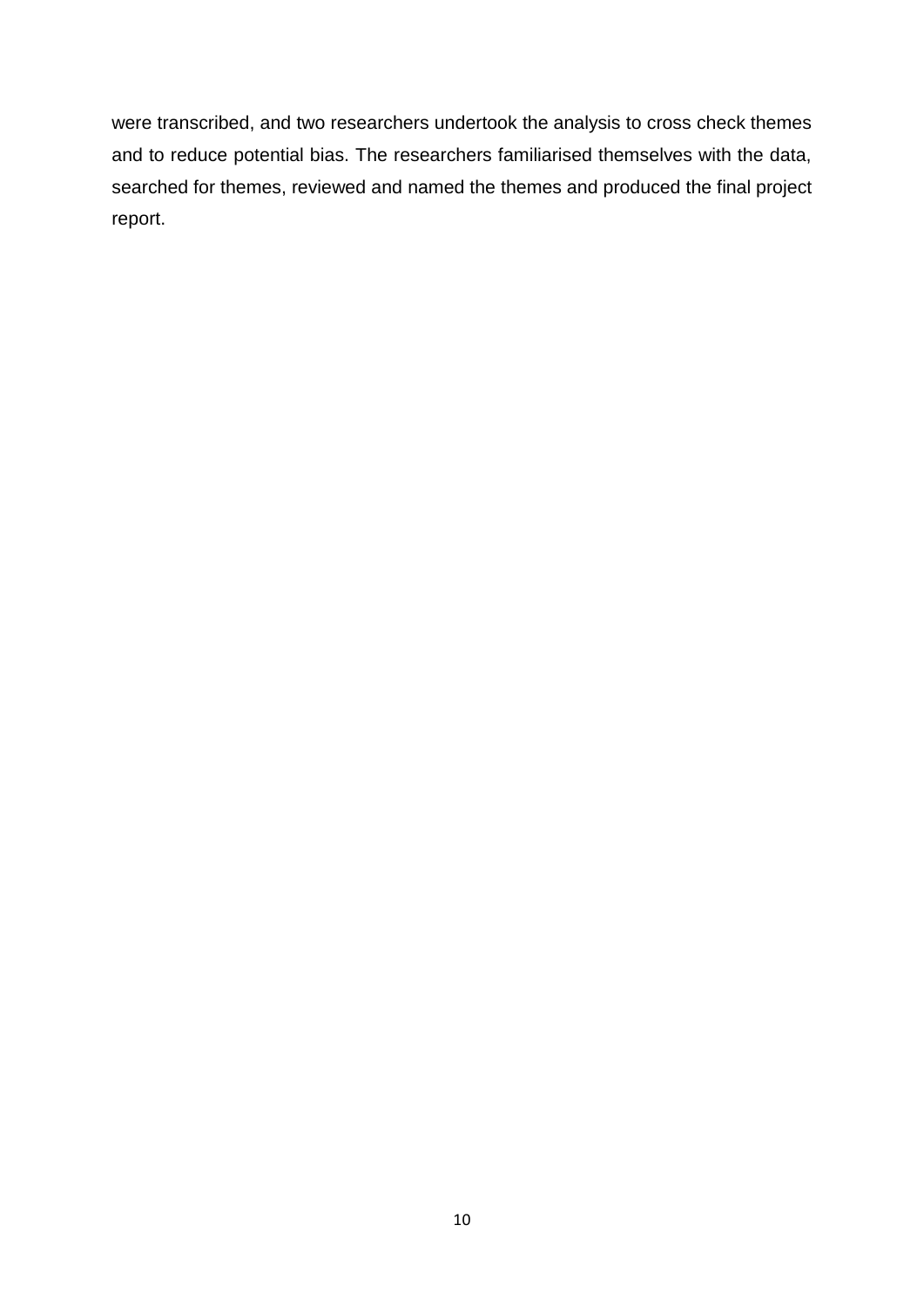were transcribed, and two researchers undertook the analysis to cross check themes and to reduce potential bias. The researchers familiarised themselves with the data, searched for themes, reviewed and named the themes and produced the final project report.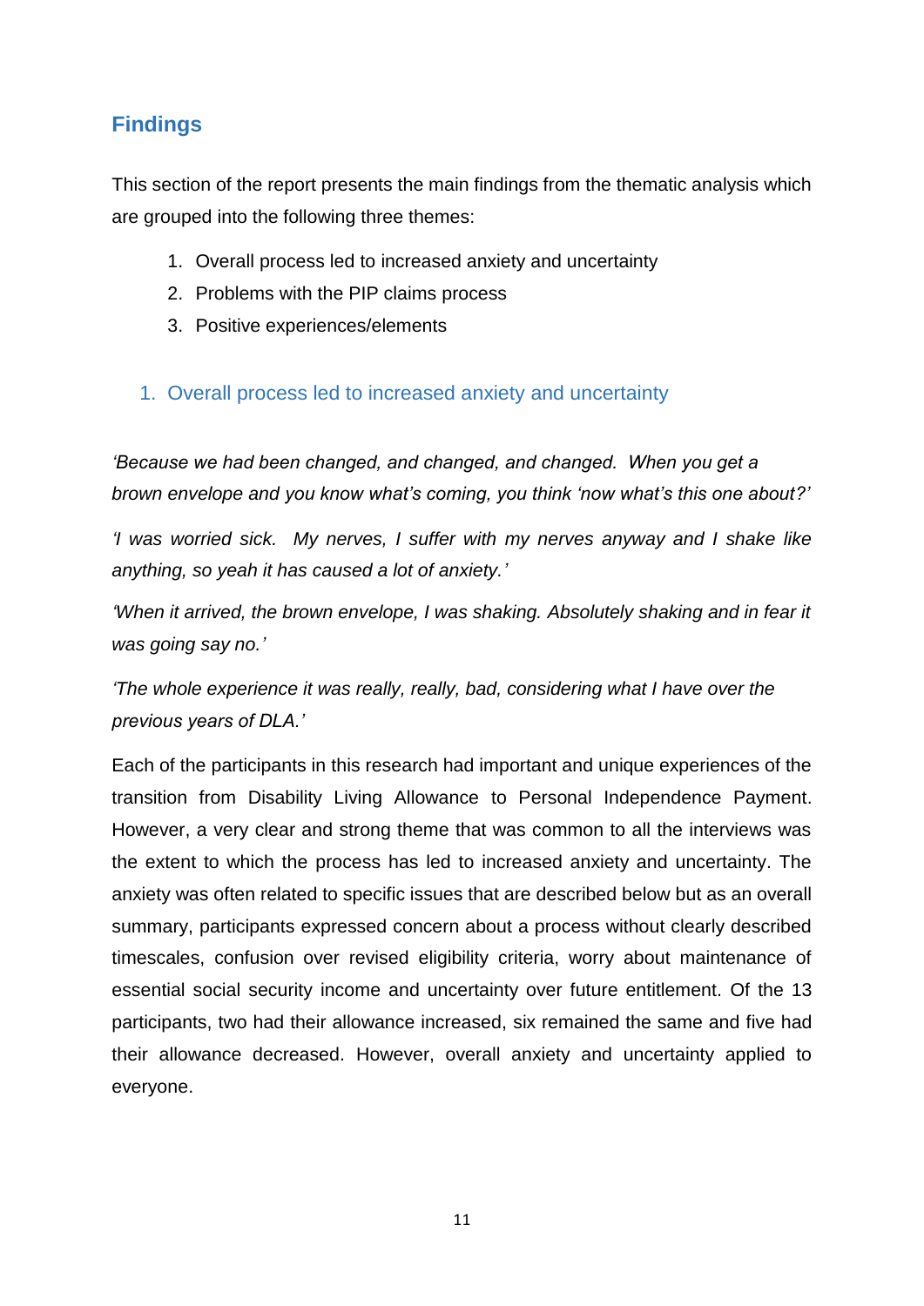## Findings

This section of the report presents the main findings from the thematic analysis which are grouped into the following three themes:

1. Overall process led to increased anxiety and uncertainty
2. Problems with the PIP claims process
3. Positive experiences/elements

### 1. Overall process led to increased anxiety and uncertainty

*'Because we had been changed, and changed, and changed. When you get a brown envelope and you know what's coming, you think 'now what's this one about?'*

*'I was worried sick. My nerves, I suffer with my nerves anyway and I shake like anything, so yeah it has caused a lot of anxiety.'*

*'When it arrived, the brown envelope, I was shaking. Absolutely shaking and in fear it was going say no.'*

*'The whole experience it was really, really, bad, considering what I have over the previous years of DLA.'*

Each of the participants in this research had important and unique experiences of the transition from Disability Living Allowance to Personal Independence Payment. However, a very clear and strong theme that was common to all the interviews was the extent to which the process has led to increased anxiety and uncertainty. The anxiety was often related to specific issues that are described below but as an overall summary, participants expressed concern about a process without clearly described timescales, confusion over revised eligibility criteria, worry about maintenance of essential social security income and uncertainty over future entitlement. Of the 13 participants, two had their allowance increased, six remained the same and five had their allowance decreased. However, overall anxiety and uncertainty applied to everyone.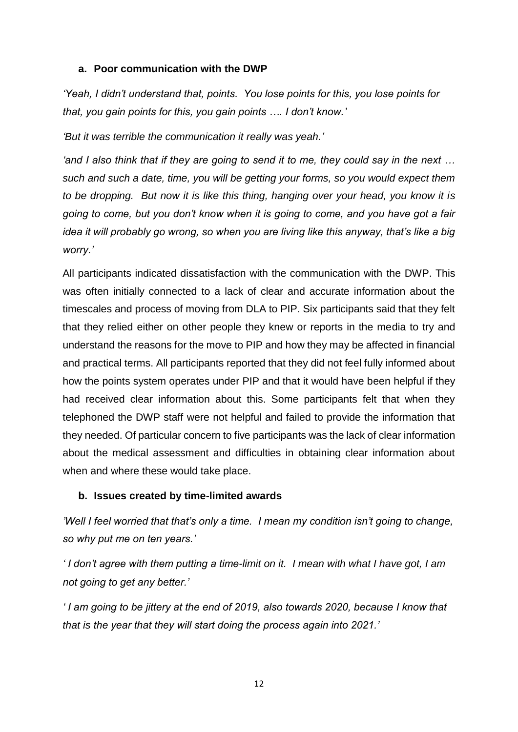#### a. Poor communication with the DWP

*'Yeah, I didn't understand that, points. You lose points for this, you lose points for that, you gain points for this, you gain points …. I don't know.'*

*'But it was terrible the communication it really was yeah.'*

*'and I also think that if they are going to send it to me, they could say in the next … such and such a date, time, you will be getting your forms, so you would expect them to be dropping. But now it is like this thing, hanging over your head, you know it is going to come, but you don't know when it is going to come, and you have got a fair idea it will probably go wrong, so when you are living like this anyway, that's like a big worry.'*

All participants indicated dissatisfaction with the communication with the DWP. This was often initially connected to a lack of clear and accurate information about the timescales and process of moving from DLA to PIP. Six participants said that they felt that they relied either on other people they knew or reports in the media to try and understand the reasons for the move to PIP and how they may be affected in financial and practical terms. All participants reported that they did not feel fully informed about how the points system operates under PIP and that it would have been helpful if they had received clear information about this. Some participants felt that when they telephoned the DWP staff were not helpful and failed to provide the information that they needed. Of particular concern to five participants was the lack of clear information about the medical assessment and difficulties in obtaining clear information about when and where these would take place.

#### b. Issues created by time-limited awards

*'Well I feel worried that that's only a time. I mean my condition isn't going to change, so why put me on ten years.'*

*' I don't agree with them putting a time-limit on it. I mean with what I have got, I am not going to get any better.'*

*' I am going to be jittery at the end of 2019, also towards 2020, because I know that that is the year that they will start doing the process again into 2021.'*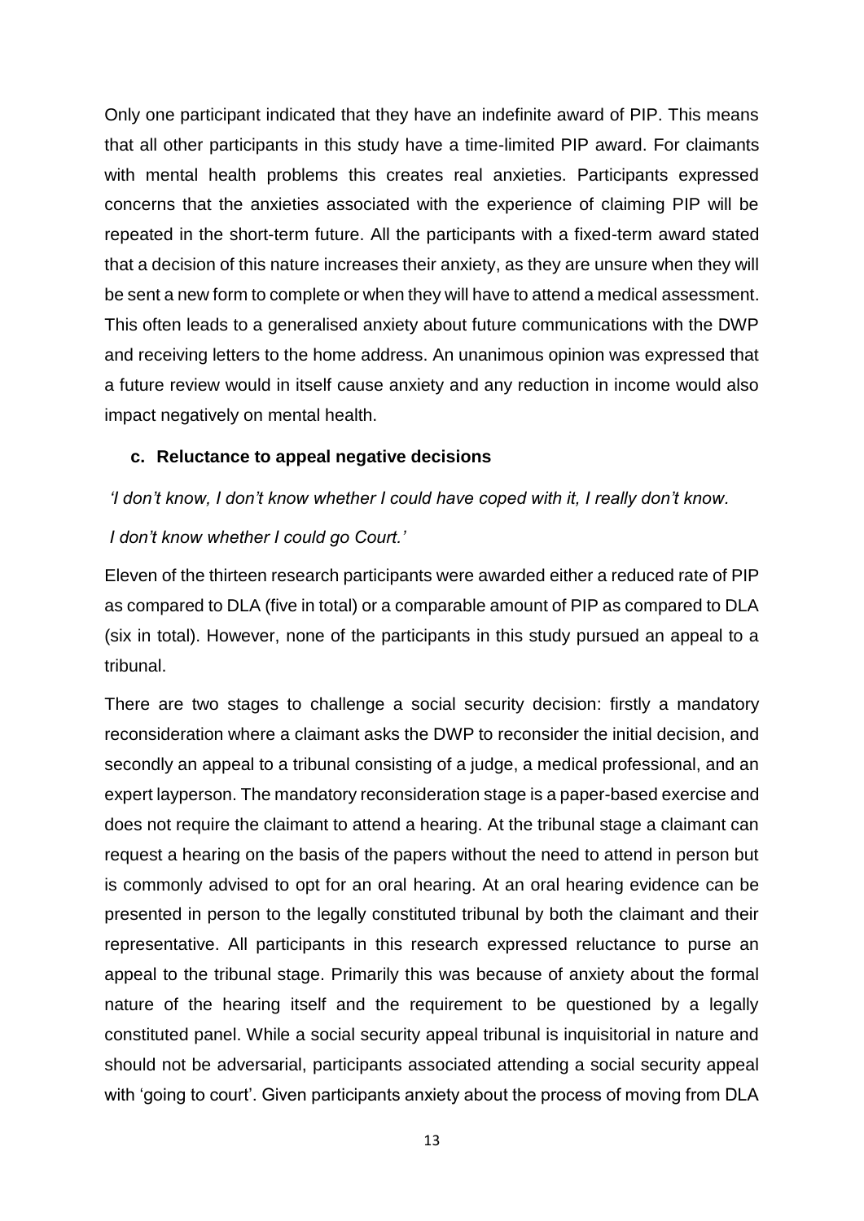Only one participant indicated that they have an indefinite award of PIP. This means that all other participants in this study have a time-limited PIP award. For claimants with mental health problems this creates real anxieties. Participants expressed concerns that the anxieties associated with the experience of claiming PIP will be repeated in the short-term future. All the participants with a fixed-term award stated that a decision of this nature increases their anxiety, as they are unsure when they will be sent a new form to complete or when they will have to attend a medical assessment. This often leads to a generalised anxiety about future communications with the DWP and receiving letters to the home address. An unanimous opinion was expressed that a future review would in itself cause anxiety and any reduction in income would also impact negatively on mental health.

#### c. Reluctance to appeal negative decisions

*'I don't know, I don't know whether I could have coped with it, I really don't know.*

*I don't know whether I could go Court.'*

Eleven of the thirteen research participants were awarded either a reduced rate of PIP as compared to DLA (five in total) or a comparable amount of PIP as compared to DLA (six in total). However, none of the participants in this study pursued an appeal to a tribunal.

There are two stages to challenge a social security decision: firstly a mandatory reconsideration where a claimant asks the DWP to reconsider the initial decision, and secondly an appeal to a tribunal consisting of a judge, a medical professional, and an expert layperson. The mandatory reconsideration stage is a paper-based exercise and does not require the claimant to attend a hearing. At the tribunal stage a claimant can request a hearing on the basis of the papers without the need to attend in person but is commonly advised to opt for an oral hearing. At an oral hearing evidence can be presented in person to the legally constituted tribunal by both the claimant and their representative. All participants in this research expressed reluctance to purse an appeal to the tribunal stage. Primarily this was because of anxiety about the formal nature of the hearing itself and the requirement to be questioned by a legally constituted panel. While a social security appeal tribunal is inquisitorial in nature and should not be adversarial, participants associated attending a social security appeal with 'going to court'. Given participants anxiety about the process of moving from DLA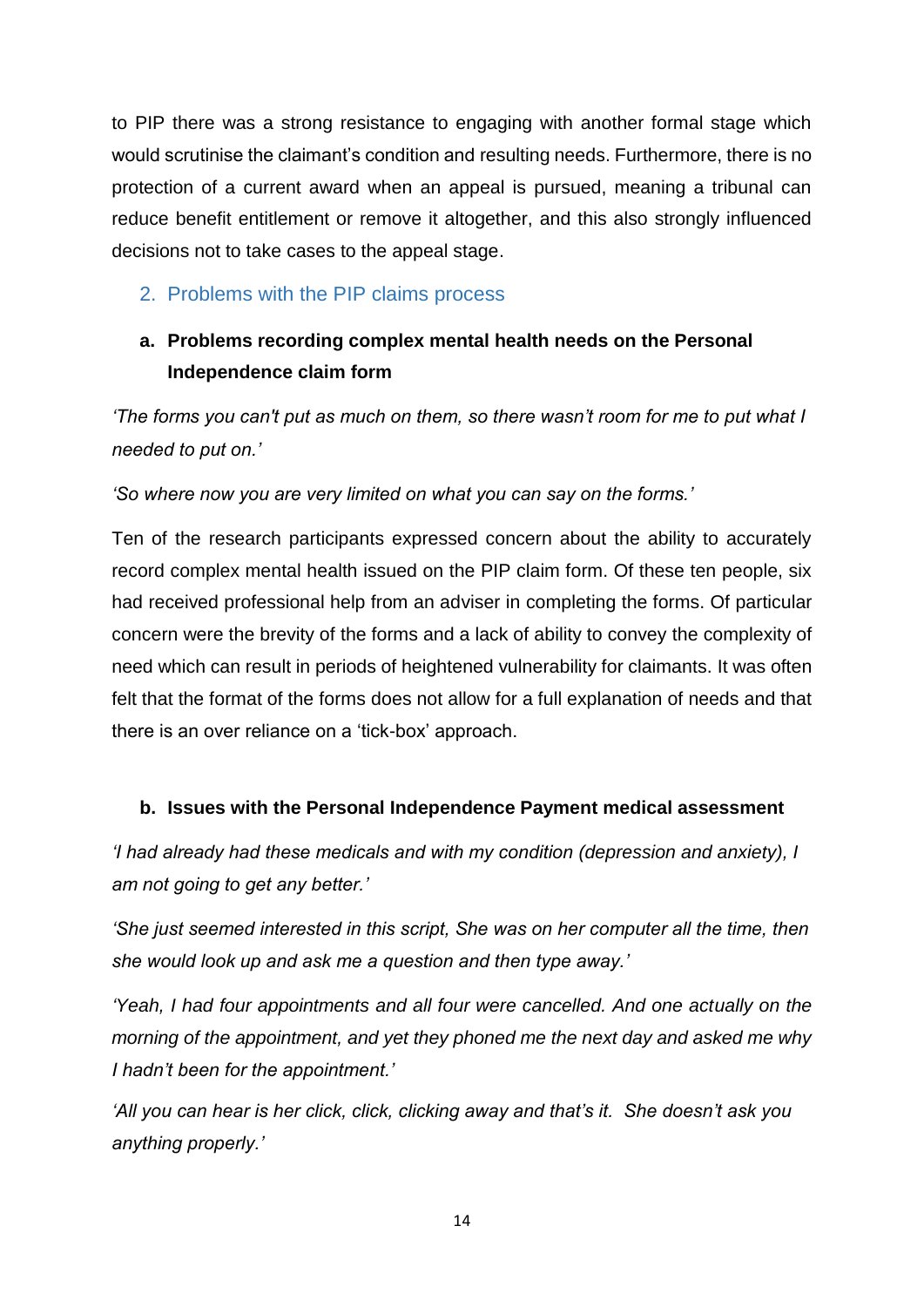to PIP there was a strong resistance to engaging with another formal stage which would scrutinise the claimant's condition and resulting needs. Furthermore, there is no protection of a current award when an appeal is pursued, meaning a tribunal can reduce benefit entitlement or remove it altogether, and this also strongly influenced decisions not to take cases to the appeal stage.

## 2. Problems with the PIP claims process

### a. Problems recording complex mental health needs on the Personal Independence claim form

*'The forms you can't put as much on them, so there wasn't room for me to put what I needed to put on.'*

*'So where now you are very limited on what you can say on the forms.'*

Ten of the research participants expressed concern about the ability to accurately record complex mental health issued on the PIP claim form. Of these ten people, six had received professional help from an adviser in completing the forms. Of particular concern were the brevity of the forms and a lack of ability to convey the complexity of need which can result in periods of heightened vulnerability for claimants. It was often felt that the format of the forms does not allow for a full explanation of needs and that there is an over reliance on a 'tick-box' approach.

### b. Issues with the Personal Independence Payment medical assessment

*'I had already had these medicals and with my condition (depression and anxiety), I am not going to get any better.'*

*'She just seemed interested in this script, She was on her computer all the time, then she would look up and ask me a question and then type away.'*

*'Yeah, I had four appointments and all four were cancelled. And one actually on the morning of the appointment, and yet they phoned me the next day and asked me why I hadn't been for the appointment.'*

*'All you can hear is her click, click, clicking away and that's it. She doesn't ask you anything properly.'*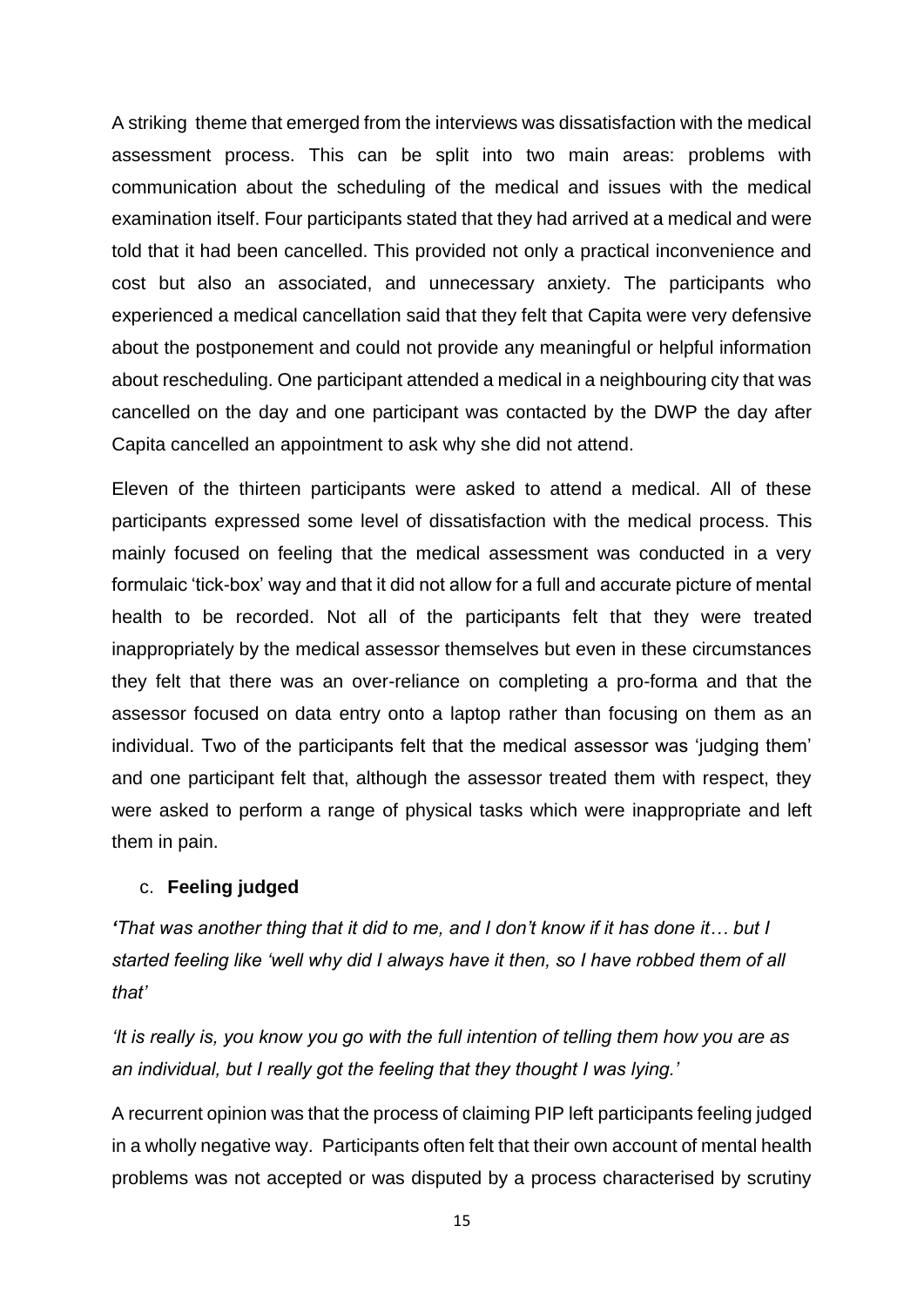A striking theme that emerged from the interviews was dissatisfaction with the medical assessment process. This can be split into two main areas: problems with communication about the scheduling of the medical and issues with the medical examination itself. Four participants stated that they had arrived at a medical and were told that it had been cancelled. This provided not only a practical inconvenience and cost but also an associated, and unnecessary anxiety. The participants who experienced a medical cancellation said that they felt that Capita were very defensive about the postponement and could not provide any meaningful or helpful information about rescheduling. One participant attended a medical in a neighbouring city that was cancelled on the day and one participant was contacted by the DWP the day after Capita cancelled an appointment to ask why she did not attend.

Eleven of the thirteen participants were asked to attend a medical. All of these participants expressed some level of dissatisfaction with the medical process. This mainly focused on feeling that the medical assessment was conducted in a very formulaic 'tick-box' way and that it did not allow for a full and accurate picture of mental health to be recorded. Not all of the participants felt that they were treated inappropriately by the medical assessor themselves but even in these circumstances they felt that there was an over-reliance on completing a pro-forma and that the assessor focused on data entry onto a laptop rather than focusing on them as an individual. Two of the participants felt that the medical assessor was 'judging them' and one participant felt that, although the assessor treated them with respect, they were asked to perform a range of physical tasks which were inappropriate and left them in pain.

c. **Feeling judged**

*'That was another thing that it did to me, and I don't know if it has done it… but I started feeling like 'well why did I always have it then, so I have robbed them of all that'*

*'It is really is, you know you go with the full intention of telling them how you are as an individual, but I really got the feeling that they thought I was lying.'*

A recurrent opinion was that the process of claiming PIP left participants feeling judged in a wholly negative way. Participants often felt that their own account of mental health problems was not accepted or was disputed by a process characterised by scrutiny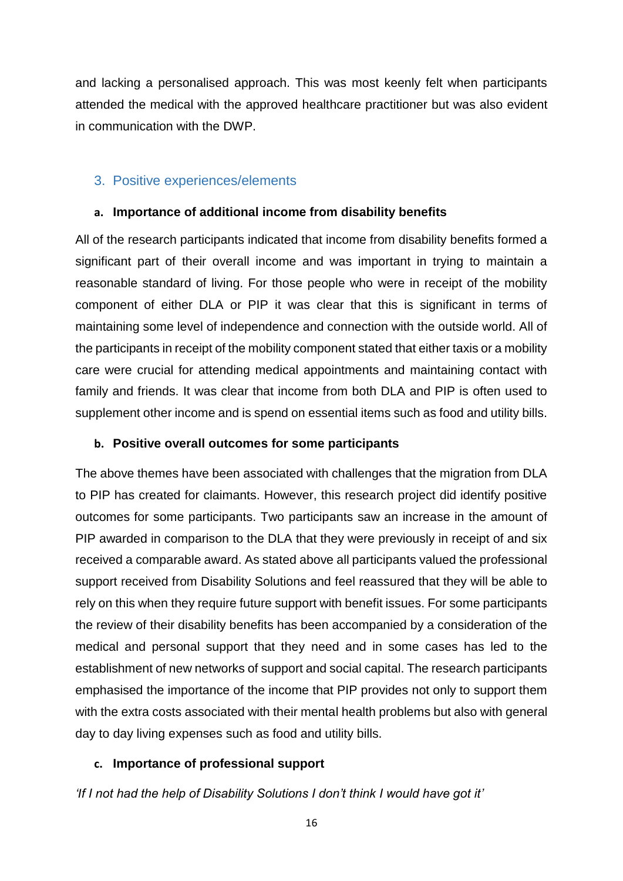and lacking a personalised approach. This was most keenly felt when participants attended the medical with the approved healthcare practitioner but was also evident in communication with the DWP.

## 3. Positive experiences/elements

### a. Importance of additional income from disability benefits

All of the research participants indicated that income from disability benefits formed a significant part of their overall income and was important in trying to maintain a reasonable standard of living. For those people who were in receipt of the mobility component of either DLA or PIP it was clear that this is significant in terms of maintaining some level of independence and connection with the outside world. All of the participants in receipt of the mobility component stated that either taxis or a mobility care were crucial for attending medical appointments and maintaining contact with family and friends. It was clear that income from both DLA and PIP is often used to supplement other income and is spend on essential items such as food and utility bills.

### b. Positive overall outcomes for some participants

The above themes have been associated with challenges that the migration from DLA to PIP has created for claimants. However, this research project did identify positive outcomes for some participants. Two participants saw an increase in the amount of PIP awarded in comparison to the DLA that they were previously in receipt of and six received a comparable award. As stated above all participants valued the professional support received from Disability Solutions and feel reassured that they will be able to rely on this when they require future support with benefit issues. For some participants the review of their disability benefits has been accompanied by a consideration of the medical and personal support that they need and in some cases has led to the establishment of new networks of support and social capital. The research participants emphasised the importance of the income that PIP provides not only to support them with the extra costs associated with their mental health problems but also with general day to day living expenses such as food and utility bills.

### c. Importance of professional support

*'If I not had the help of Disability Solutions I don't think I would have got it'*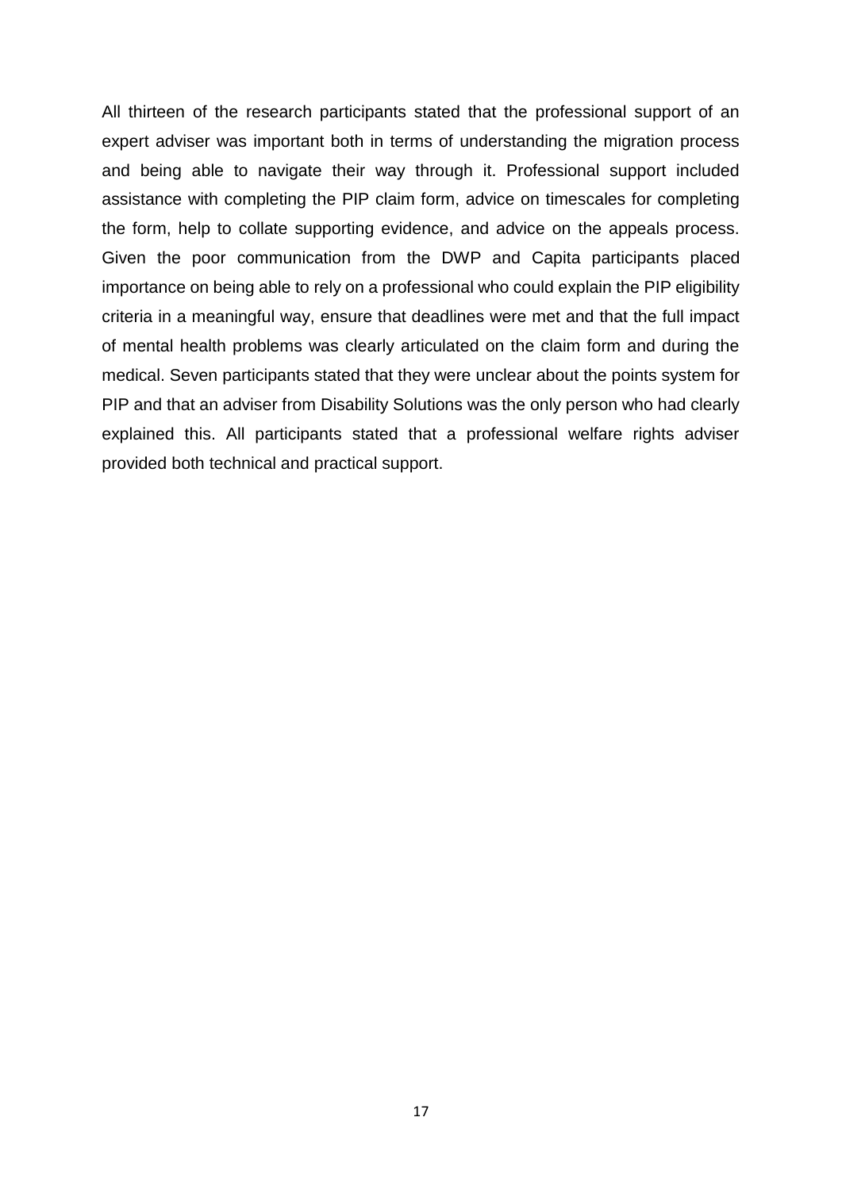All thirteen of the research participants stated that the professional support of an expert adviser was important both in terms of understanding the migration process and being able to navigate their way through it. Professional support included assistance with completing the PIP claim form, advice on timescales for completing the form, help to collate supporting evidence, and advice on the appeals process. Given the poor communication from the DWP and Capita participants placed importance on being able to rely on a professional who could explain the PIP eligibility criteria in a meaningful way, ensure that deadlines were met and that the full impact of mental health problems was clearly articulated on the claim form and during the medical. Seven participants stated that they were unclear about the points system for PIP and that an adviser from Disability Solutions was the only person who had clearly explained this. All participants stated that a professional welfare rights adviser provided both technical and practical support.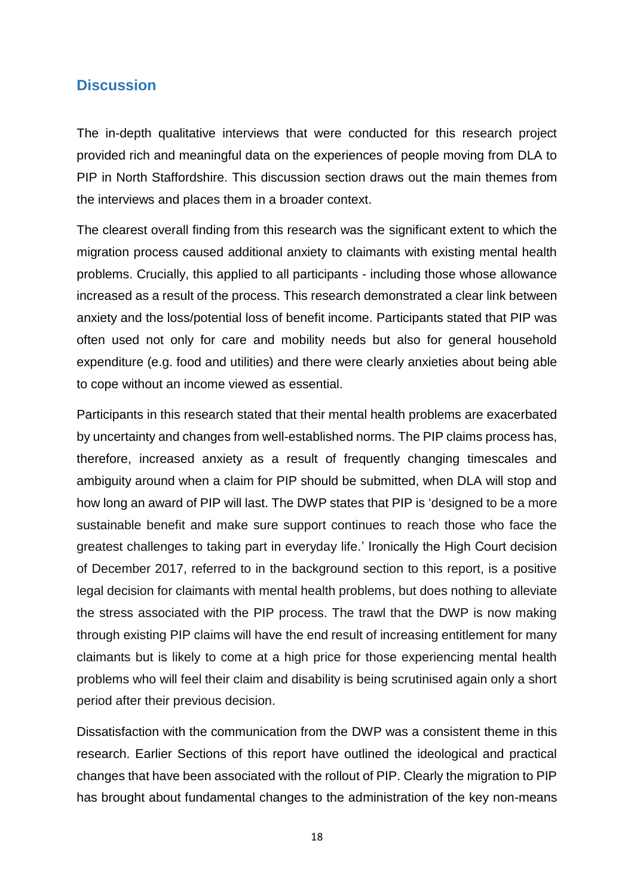## Discussion

The in-depth qualitative interviews that were conducted for this research project provided rich and meaningful data on the experiences of people moving from DLA to PIP in North Staffordshire. This discussion section draws out the main themes from the interviews and places them in a broader context.

The clearest overall finding from this research was the significant extent to which the migration process caused additional anxiety to claimants with existing mental health problems. Crucially, this applied to all participants - including those whose allowance increased as a result of the process. This research demonstrated a clear link between anxiety and the loss/potential loss of benefit income. Participants stated that PIP was often used not only for care and mobility needs but also for general household expenditure (e.g. food and utilities) and there were clearly anxieties about being able to cope without an income viewed as essential.

Participants in this research stated that their mental health problems are exacerbated by uncertainty and changes from well-established norms. The PIP claims process has, therefore, increased anxiety as a result of frequently changing timescales and ambiguity around when a claim for PIP should be submitted, when DLA will stop and how long an award of PIP will last. The DWP states that PIP is 'designed to be a more sustainable benefit and make sure support continues to reach those who face the greatest challenges to taking part in everyday life.' Ironically the High Court decision of December 2017, referred to in the background section to this report, is a positive legal decision for claimants with mental health problems, but does nothing to alleviate the stress associated with the PIP process. The trawl that the DWP is now making through existing PIP claims will have the end result of increasing entitlement for many claimants but is likely to come at a high price for those experiencing mental health problems who will feel their claim and disability is being scrutinised again only a short period after their previous decision.

Dissatisfaction with the communication from the DWP was a consistent theme in this research. Earlier Sections of this report have outlined the ideological and practical changes that have been associated with the rollout of PIP. Clearly the migration to PIP has brought about fundamental changes to the administration of the key non-means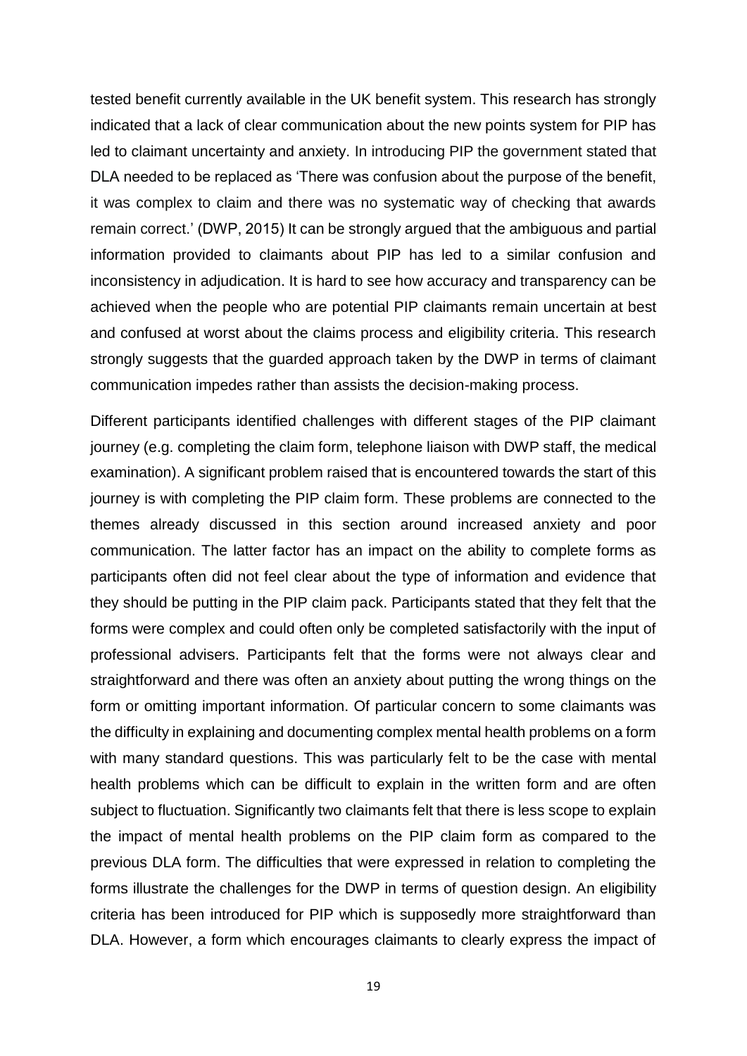tested benefit currently available in the UK benefit system. This research has strongly indicated that a lack of clear communication about the new points system for PIP has led to claimant uncertainty and anxiety. In introducing PIP the government stated that DLA needed to be replaced as 'There was confusion about the purpose of the benefit, it was complex to claim and there was no systematic way of checking that awards remain correct.' (DWP, 2015) It can be strongly argued that the ambiguous and partial information provided to claimants about PIP has led to a similar confusion and inconsistency in adjudication. It is hard to see how accuracy and transparency can be achieved when the people who are potential PIP claimants remain uncertain at best and confused at worst about the claims process and eligibility criteria. This research strongly suggests that the guarded approach taken by the DWP in terms of claimant communication impedes rather than assists the decision-making process.

Different participants identified challenges with different stages of the PIP claimant journey (e.g. completing the claim form, telephone liaison with DWP staff, the medical examination). A significant problem raised that is encountered towards the start of this journey is with completing the PIP claim form. These problems are connected to the themes already discussed in this section around increased anxiety and poor communication. The latter factor has an impact on the ability to complete forms as participants often did not feel clear about the type of information and evidence that they should be putting in the PIP claim pack. Participants stated that they felt that the forms were complex and could often only be completed satisfactorily with the input of professional advisers. Participants felt that the forms were not always clear and straightforward and there was often an anxiety about putting the wrong things on the form or omitting important information. Of particular concern to some claimants was the difficulty in explaining and documenting complex mental health problems on a form with many standard questions. This was particularly felt to be the case with mental health problems which can be difficult to explain in the written form and are often subject to fluctuation. Significantly two claimants felt that there is less scope to explain the impact of mental health problems on the PIP claim form as compared to the previous DLA form. The difficulties that were expressed in relation to completing the forms illustrate the challenges for the DWP in terms of question design. An eligibility criteria has been introduced for PIP which is supposedly more straightforward than DLA. However, a form which encourages claimants to clearly express the impact of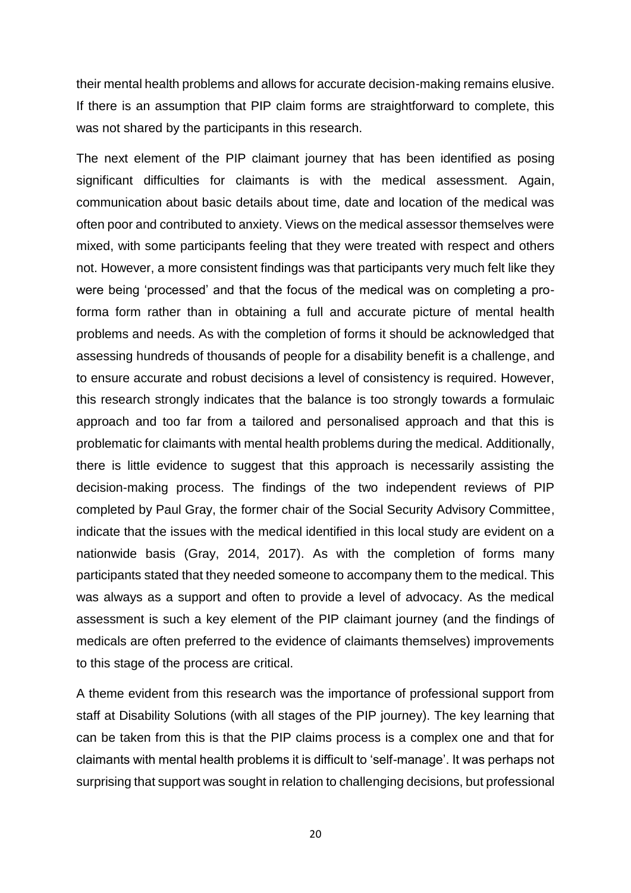their mental health problems and allows for accurate decision-making remains elusive. If there is an assumption that PIP claim forms are straightforward to complete, this was not shared by the participants in this research.

The next element of the PIP claimant journey that has been identified as posing significant difficulties for claimants is with the medical assessment. Again, communication about basic details about time, date and location of the medical was often poor and contributed to anxiety. Views on the medical assessor themselves were mixed, with some participants feeling that they were treated with respect and others not. However, a more consistent findings was that participants very much felt like they were being 'processed' and that the focus of the medical was on completing a pro-forma form rather than in obtaining a full and accurate picture of mental health problems and needs. As with the completion of forms it should be acknowledged that assessing hundreds of thousands of people for a disability benefit is a challenge, and to ensure accurate and robust decisions a level of consistency is required. However, this research strongly indicates that the balance is too strongly towards a formulaic approach and too far from a tailored and personalised approach and that this is problematic for claimants with mental health problems during the medical. Additionally, there is little evidence to suggest that this approach is necessarily assisting the decision-making process. The findings of the two independent reviews of PIP completed by Paul Gray, the former chair of the Social Security Advisory Committee, indicate that the issues with the medical identified in this local study are evident on a nationwide basis (Gray, 2014, 2017). As with the completion of forms many participants stated that they needed someone to accompany them to the medical. This was always as a support and often to provide a level of advocacy. As the medical assessment is such a key element of the PIP claimant journey (and the findings of medicals are often preferred to the evidence of claimants themselves) improvements to this stage of the process are critical.

A theme evident from this research was the importance of professional support from staff at Disability Solutions (with all stages of the PIP journey). The key learning that can be taken from this is that the PIP claims process is a complex one and that for claimants with mental health problems it is difficult to 'self-manage'. It was perhaps not surprising that support was sought in relation to challenging decisions, but professional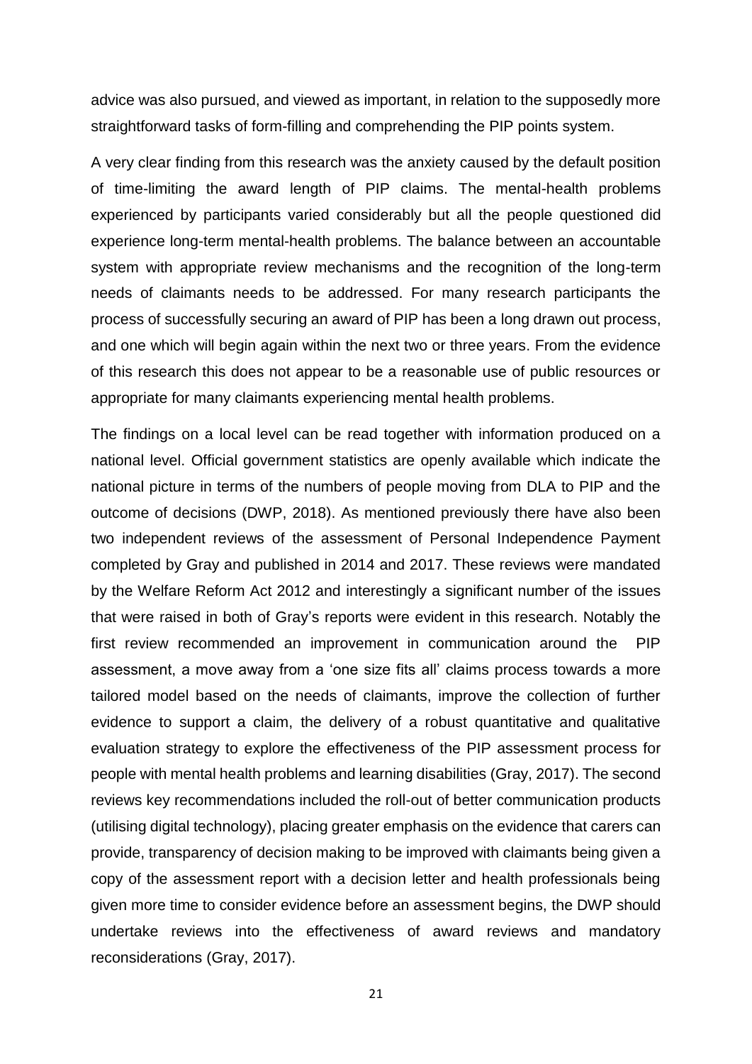advice was also pursued, and viewed as important, in relation to the supposedly more straightforward tasks of form-filling and comprehending the PIP points system.

A very clear finding from this research was the anxiety caused by the default position of time-limiting the award length of PIP claims. The mental-health problems experienced by participants varied considerably but all the people questioned did experience long-term mental-health problems. The balance between an accountable system with appropriate review mechanisms and the recognition of the long-term needs of claimants needs to be addressed. For many research participants the process of successfully securing an award of PIP has been a long drawn out process, and one which will begin again within the next two or three years. From the evidence of this research this does not appear to be a reasonable use of public resources or appropriate for many claimants experiencing mental health problems.

The findings on a local level can be read together with information produced on a national level. Official government statistics are openly available which indicate the national picture in terms of the numbers of people moving from DLA to PIP and the outcome of decisions (DWP, 2018). As mentioned previously there have also been two independent reviews of the assessment of Personal Independence Payment completed by Gray and published in 2014 and 2017. These reviews were mandated by the Welfare Reform Act 2012 and interestingly a significant number of the issues that were raised in both of Gray's reports were evident in this research. Notably the first review recommended an improvement in communication around the PIP assessment, a move away from a 'one size fits all' claims process towards a more tailored model based on the needs of claimants, improve the collection of further evidence to support a claim, the delivery of a robust quantitative and qualitative evaluation strategy to explore the effectiveness of the PIP assessment process for people with mental health problems and learning disabilities (Gray, 2017). The second reviews key recommendations included the roll-out of better communication products (utilising digital technology), placing greater emphasis on the evidence that carers can provide, transparency of decision making to be improved with claimants being given a copy of the assessment report with a decision letter and health professionals being given more time to consider evidence before an assessment begins, the DWP should undertake reviews into the effectiveness of award reviews and mandatory reconsiderations (Gray, 2017).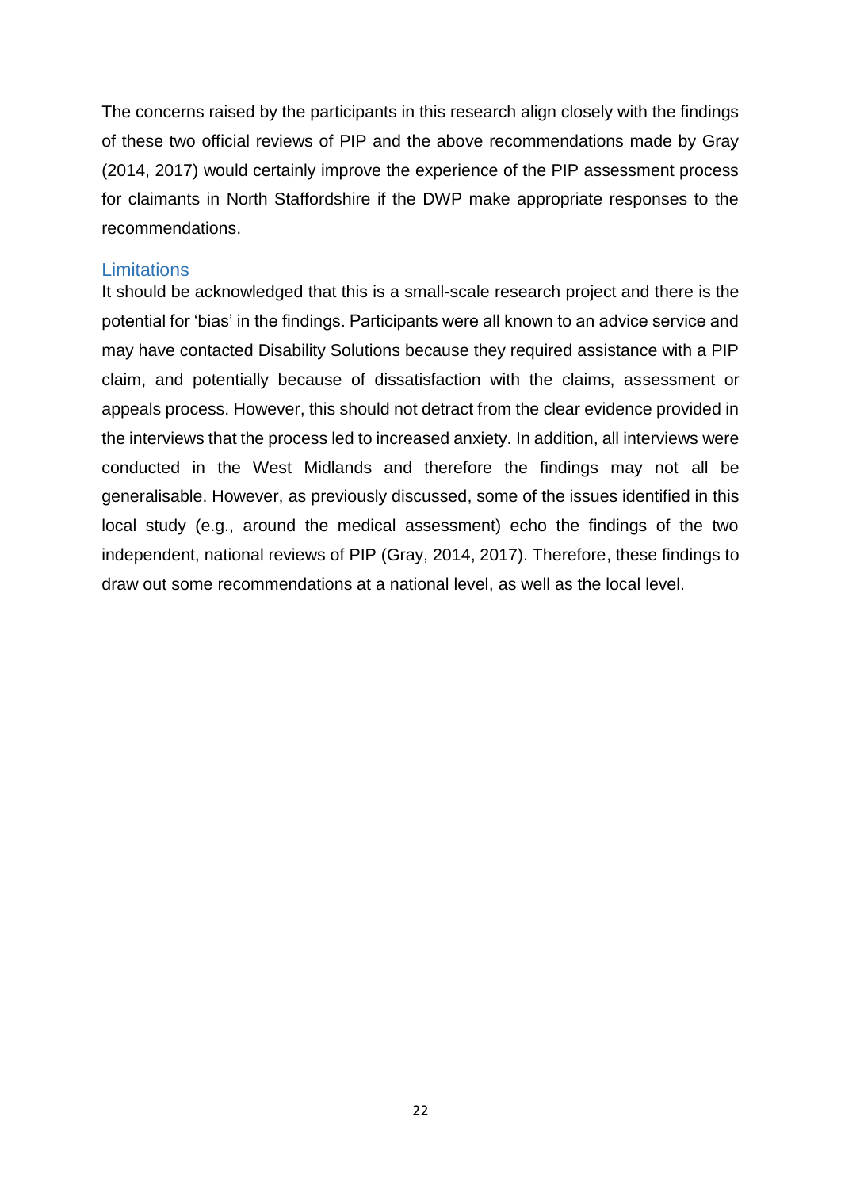The concerns raised by the participants in this research align closely with the findings of these two official reviews of PIP and the above recommendations made by Gray (2014, 2017) would certainly improve the experience of the PIP assessment process for claimants in North Staffordshire if the DWP make appropriate responses to the recommendations.

## Limitations

It should be acknowledged that this is a small-scale research project and there is the potential for 'bias' in the findings. Participants were all known to an advice service and may have contacted Disability Solutions because they required assistance with a PIP claim, and potentially because of dissatisfaction with the claims, assessment or appeals process. However, this should not detract from the clear evidence provided in the interviews that the process led to increased anxiety. In addition, all interviews were conducted in the West Midlands and therefore the findings may not all be generalisable. However, as previously discussed, some of the issues identified in this local study (e.g., around the medical assessment) echo the findings of the two independent, national reviews of PIP (Gray, 2014, 2017). Therefore, these findings to draw out some recommendations at a national level, as well as the local level.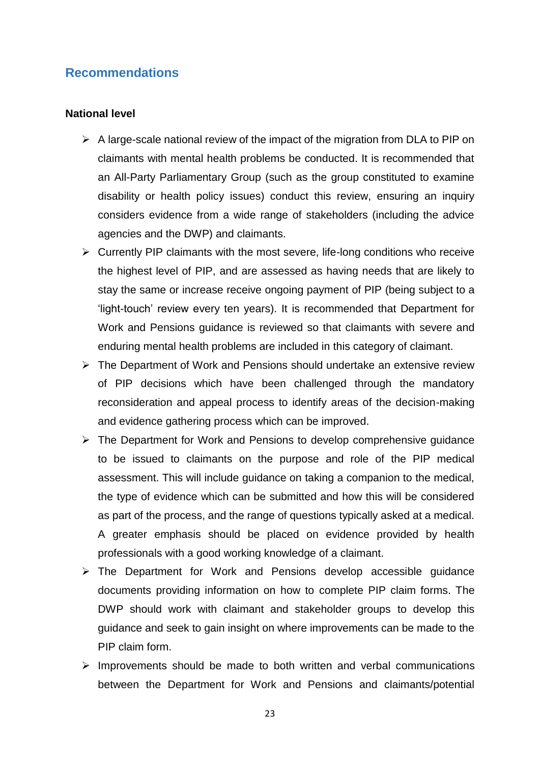## Recommendations

**National level**

- A large-scale national review of the impact of the migration from DLA to PIP on claimants with mental health problems be conducted. It is recommended that an All-Party Parliamentary Group (such as the group constituted to examine disability or health policy issues) conduct this review, ensuring an inquiry considers evidence from a wide range of stakeholders (including the advice agencies and the DWP) and claimants.
- Currently PIP claimants with the most severe, life-long conditions who receive the highest level of PIP, and are assessed as having needs that are likely to stay the same or increase receive ongoing payment of PIP (being subject to a 'light-touch' review every ten years). It is recommended that Department for Work and Pensions guidance is reviewed so that claimants with severe and enduring mental health problems are included in this category of claimant.
- The Department of Work and Pensions should undertake an extensive review of PIP decisions which have been challenged through the mandatory reconsideration and appeal process to identify areas of the decision-making and evidence gathering process which can be improved.
- The Department for Work and Pensions to develop comprehensive guidance to be issued to claimants on the purpose and role of the PIP medical assessment. This will include guidance on taking a companion to the medical, the type of evidence which can be submitted and how this will be considered as part of the process, and the range of questions typically asked at a medical. A greater emphasis should be placed on evidence provided by health professionals with a good working knowledge of a claimant.
- The Department for Work and Pensions develop accessible guidance documents providing information on how to complete PIP claim forms. The DWP should work with claimant and stakeholder groups to develop this guidance and seek to gain insight on where improvements can be made to the PIP claim form.
- Improvements should be made to both written and verbal communications between the Department for Work and Pensions and claimants/potential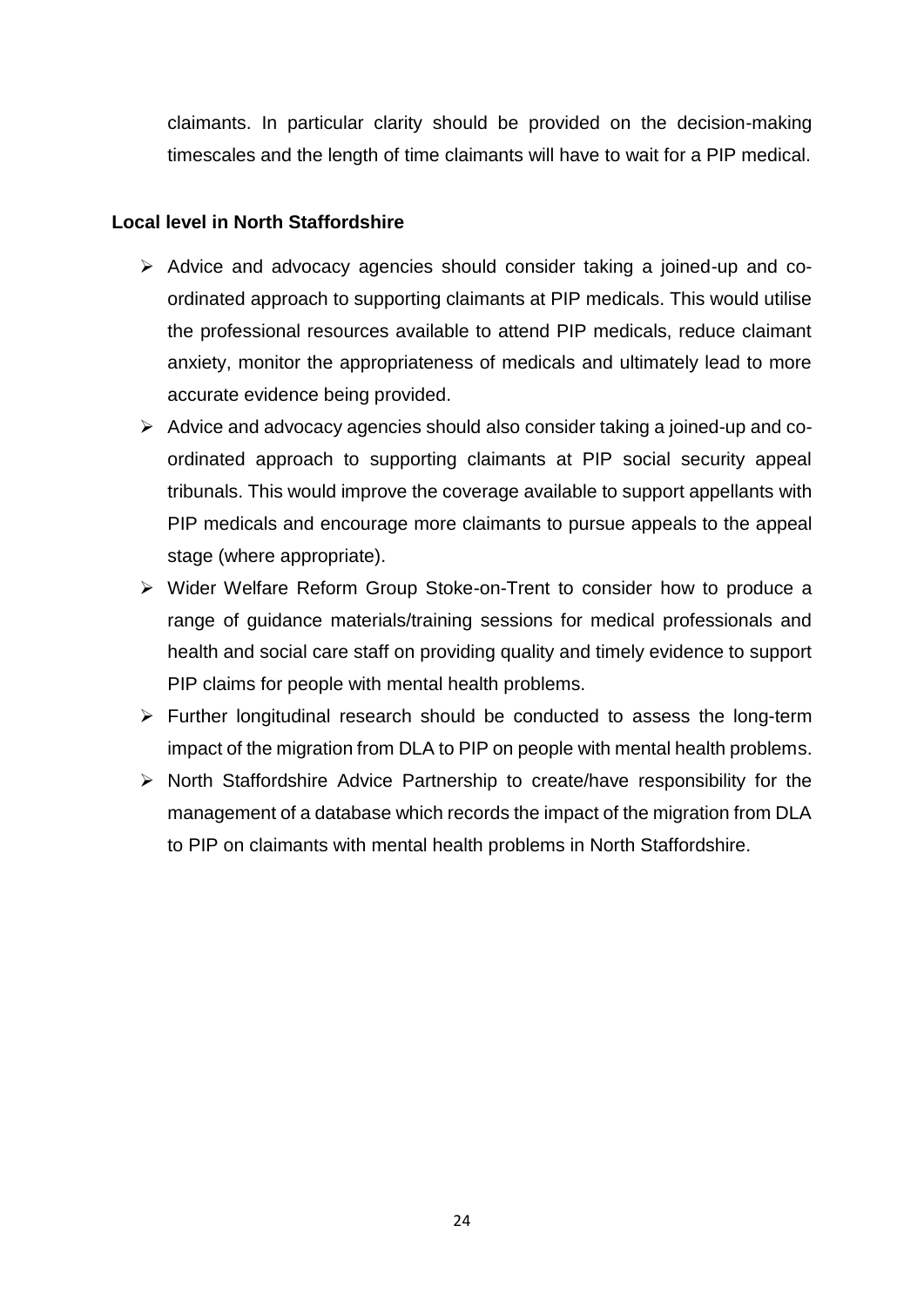claimants. In particular clarity should be provided on the decision-making timescales and the length of time claimants will have to wait for a PIP medical.

**Local level in North Staffordshire**

- Advice and advocacy agencies should consider taking a joined-up and co-ordinated approach to supporting claimants at PIP medicals. This would utilise the professional resources available to attend PIP medicals, reduce claimant anxiety, monitor the appropriateness of medicals and ultimately lead to more accurate evidence being provided.
- Advice and advocacy agencies should also consider taking a joined-up and co-ordinated approach to supporting claimants at PIP social security appeal tribunals. This would improve the coverage available to support appellants with PIP medicals and encourage more claimants to pursue appeals to the appeal stage (where appropriate).
- Wider Welfare Reform Group Stoke-on-Trent to consider how to produce a range of guidance materials/training sessions for medical professionals and health and social care staff on providing quality and timely evidence to support PIP claims for people with mental health problems.
- Further longitudinal research should be conducted to assess the long-term impact of the migration from DLA to PIP on people with mental health problems.
- North Staffordshire Advice Partnership to create/have responsibility for the management of a database which records the impact of the migration from DLA to PIP on claimants with mental health problems in North Staffordshire.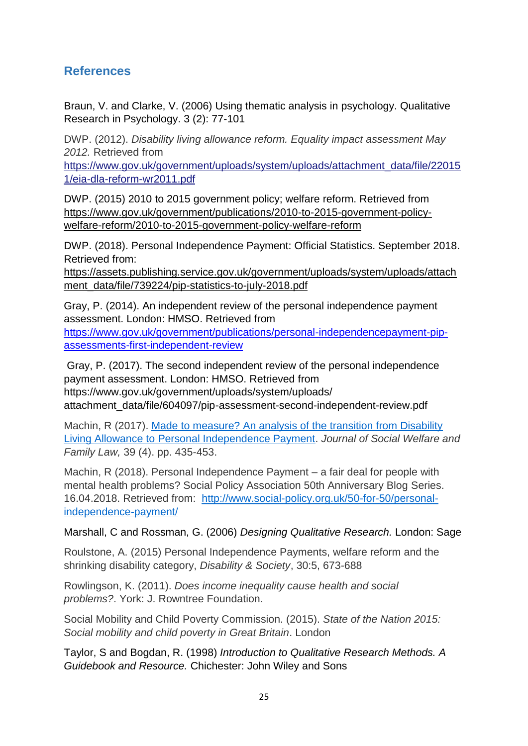## References

Braun, V. and Clarke, V. (2006) Using thematic analysis in psychology. Qualitative Research in Psychology. 3 (2): 77-101

DWP. (2012). *Disability living allowance reform. Equality impact assessment May 2012.* Retrieved from https://www.gov.uk/government/uploads/system/uploads/attachment_data/file/220151/eia-dla-reform-wr2011.pdf

DWP. (2015) 2010 to 2015 government policy; welfare reform. Retrieved from https://www.gov.uk/government/publications/2010-to-2015-government-policy-welfare-reform/2010-to-2015-government-policy-welfare-reform

DWP. (2018). Personal Independence Payment: Official Statistics. September 2018. Retrieved from: https://assets.publishing.service.gov.uk/government/uploads/system/uploads/attachment_data/file/739224/pip-statistics-to-july-2018.pdf

Gray, P. (2014). An independent review of the personal independence payment assessment. London: HMSO. Retrieved from https://www.gov.uk/government/publications/personal-independencepayment-pip-assessments-first-independent-review

Gray, P. (2017). The second independent review of the personal independence payment assessment. London: HMSO. Retrieved from https://www.gov.uk/government/uploads/system/uploads/ attachment_data/file/604097/pip-assessment-second-independent-review.pdf

Machin, R (2017). Made to measure? An analysis of the transition from Disability Living Allowance to Personal Independence Payment. *Journal of Social Welfare and Family Law,* 39 (4). pp. 435-453.

Machin, R (2018). Personal Independence Payment – a fair deal for people with mental health problems? Social Policy Association 50th Anniversary Blog Series. 16.04.2018. Retrieved from: http://www.social-policy.org.uk/50-for-50/personal-independence-payment/

Marshall, C and Rossman, G. (2006) *Designing Qualitative Research.* London: Sage

Roulstone, A. (2015) Personal Independence Payments, welfare reform and the shrinking disability category, *Disability & Society*, 30:5, 673-688

Rowlingson, K. (2011). *Does income inequality cause health and social problems?*. York: J. Rowntree Foundation.

Social Mobility and Child Poverty Commission. (2015). *State of the Nation 2015: Social mobility and child poverty in Great Britain*. London

Taylor, S and Bogdan, R. (1998) *Introduction to Qualitative Research Methods. A Guidebook and Resource.* Chichester: John Wiley and Sons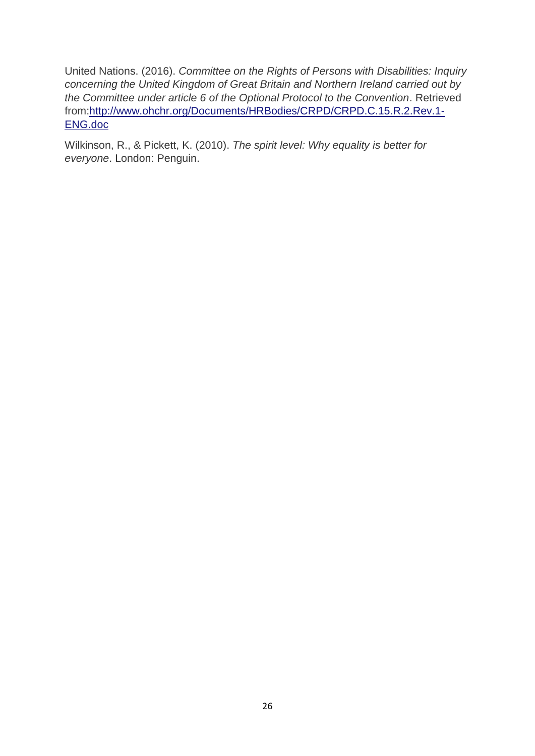United Nations. (2016). *Committee on the Rights of Persons with Disabilities: Inquiry concerning the United Kingdom of Great Britain and Northern Ireland carried out by the Committee under article 6 of the Optional Protocol to the Convention*. Retrieved from:[http://www.ohchr.org/Documents/HRBodies/CRPD/CRPD.C.15.R.2.Rev.1-ENG.doc](http://www.ohchr.org/Documents/HRBodies/CRPD/CRPD.C.15.R.2.Rev.1-ENG.doc)

Wilkinson, R., & Pickett, K. (2010). *The spirit level: Why equality is better for everyone*. London: Penguin.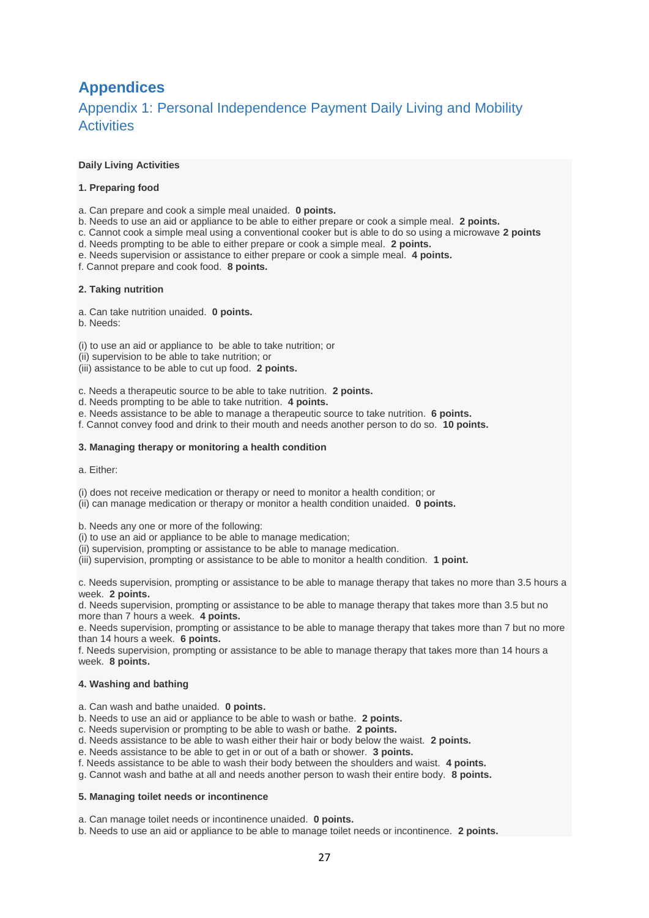# Appendices

## Appendix 1: Personal Independence Payment Daily Living and Mobility Activities

**Daily Living Activities**

**1. Preparing food**

a. Can prepare and cook a simple meal unaided. **0 points.**
b. Needs to use an aid or appliance to be able to either prepare or cook a simple meal. **2 points.**
c. Cannot cook a simple meal using a conventional cooker but is able to do so using a microwave **2 points**
d. Needs prompting to be able to either prepare or cook a simple meal. **2 points.**
e. Needs supervision or assistance to either prepare or cook a simple meal. **4 points.**
f. Cannot prepare and cook food. **8 points.**

**2. Taking nutrition**

a. Can take nutrition unaided. **0 points.**
b. Needs:

(i) to use an aid or appliance to be able to take nutrition; or
(ii) supervision to be able to take nutrition; or
(iii) assistance to be able to cut up food. **2 points.**

c. Needs a therapeutic source to be able to take nutrition. **2 points.**
d. Needs prompting to be able to take nutrition. **4 points.**
e. Needs assistance to be able to manage a therapeutic source to take nutrition. **6 points.**
f. Cannot convey food and drink to their mouth and needs another person to do so. **10 points.**

**3. Managing therapy or monitoring a health condition**

a. Either:

(i) does not receive medication or therapy or need to monitor a health condition; or
(ii) can manage medication or therapy or monitor a health condition unaided. **0 points.**

b. Needs any one or more of the following:
(i) to use an aid or appliance to be able to manage medication;
(ii) supervision, prompting or assistance to be able to manage medication.
(iii) supervision, prompting or assistance to be able to monitor a health condition. **1 point.**

c. Needs supervision, prompting or assistance to be able to manage therapy that takes no more than 3.5 hours a week. **2 points.**
d. Needs supervision, prompting or assistance to be able to manage therapy that takes more than 3.5 but no more than 7 hours a week. **4 points.**
e. Needs supervision, prompting or assistance to be able to manage therapy that takes more than 7 but no more than 14 hours a week. **6 points.**
f. Needs supervision, prompting or assistance to be able to manage therapy that takes more than 14 hours a week. **8 points.**

**4. Washing and bathing**

a. Can wash and bathe unaided. **0 points.**
b. Needs to use an aid or appliance to be able to wash or bathe. **2 points.**
c. Needs supervision or prompting to be able to wash or bathe. **2 points.**
d. Needs assistance to be able to wash either their hair or body below the waist. **2 points.**
e. Needs assistance to be able to get in or out of a bath or shower. **3 points.**
f. Needs assistance to be able to wash their body between the shoulders and waist. **4 points.**
g. Cannot wash and bathe at all and needs another person to wash their entire body. **8 points.**

**5. Managing toilet needs or incontinence**

a. Can manage toilet needs or incontinence unaided. **0 points.**
b. Needs to use an aid or appliance to be able to manage toilet needs or incontinence. **2 points.**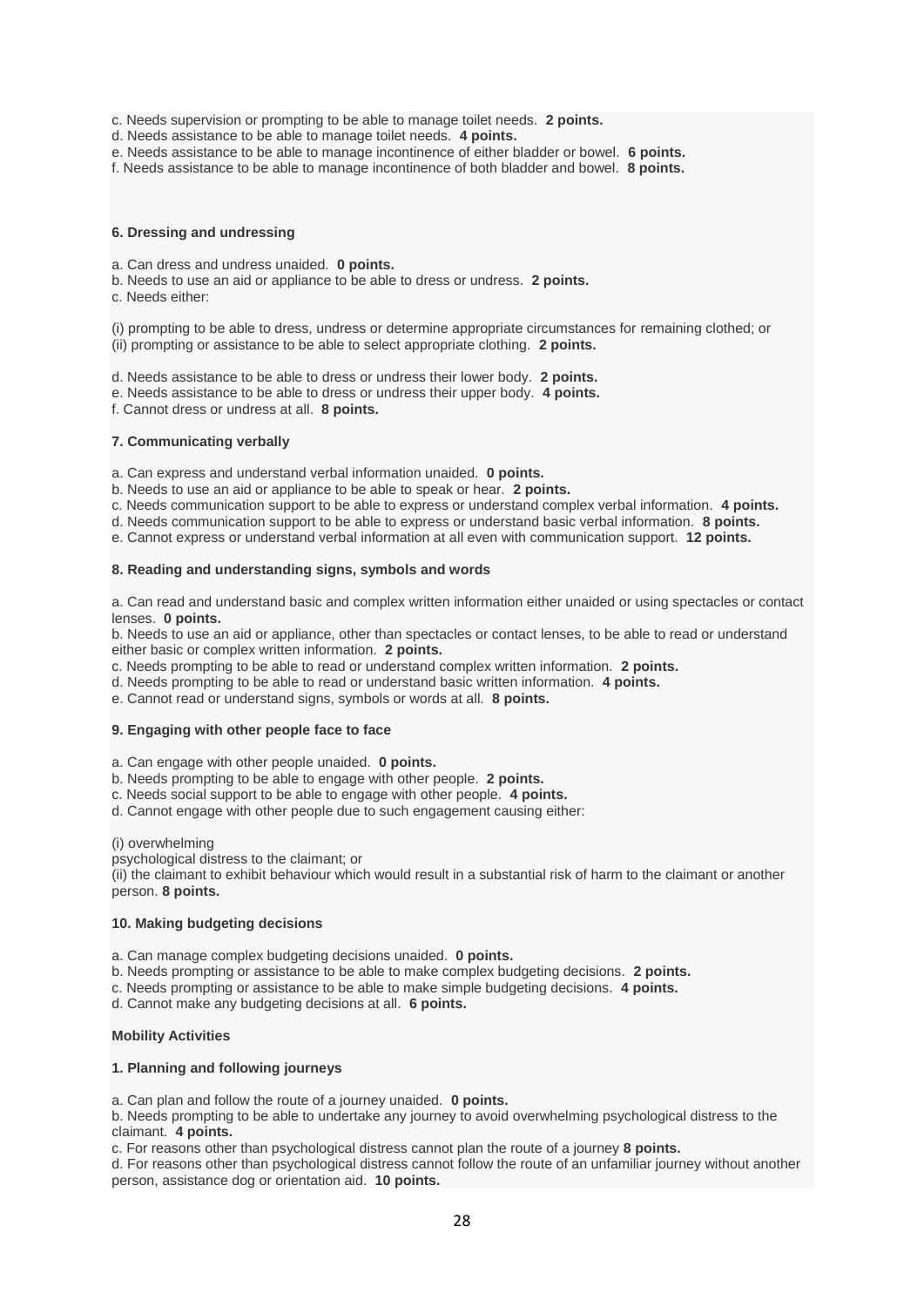c. Needs supervision or prompting to be able to manage toilet needs. **2 points.**
d. Needs assistance to be able to manage toilet needs. **4 points.**
e. Needs assistance to be able to manage incontinence of either bladder or bowel. **6 points.**
f. Needs assistance to be able to manage incontinence of both bladder and bowel. **8 points.**

**6. Dressing and undressing**

a. Can dress and undress unaided. **0 points.**
b. Needs to use an aid or appliance to be able to dress or undress. **2 points.**
c. Needs either:

(i) prompting to be able to dress, undress or determine appropriate circumstances for remaining clothed; or
(ii) prompting or assistance to be able to select appropriate clothing. **2 points.**

d. Needs assistance to be able to dress or undress their lower body. **2 points.**
e. Needs assistance to be able to dress or undress their upper body. **4 points.**
f. Cannot dress or undress at all. **8 points.**

**7. Communicating verbally**

a. Can express and understand verbal information unaided. **0 points.**
b. Needs to use an aid or appliance to be able to speak or hear. **2 points.**
c. Needs communication support to be able to express or understand complex verbal information. **4 points.**
d. Needs communication support to be able to express or understand basic verbal information. **8 points.**
e. Cannot express or understand verbal information at all even with communication support. **12 points.**

**8. Reading and understanding signs, symbols and words**

a. Can read and understand basic and complex written information either unaided or using spectacles or contact lenses. **0 points.**
b. Needs to use an aid or appliance, other than spectacles or contact lenses, to be able to read or understand either basic or complex written information. **2 points.**
c. Needs prompting to be able to read or understand complex written information. **2 points.**
d. Needs prompting to be able to read or understand basic written information. **4 points.**
e. Cannot read or understand signs, symbols or words at all. **8 points.**

**9. Engaging with other people face to face**

a. Can engage with other people unaided. **0 points.**
b. Needs prompting to be able to engage with other people. **2 points.**
c. Needs social support to be able to engage with other people. **4 points.**
d. Cannot engage with other people due to such engagement causing either:

(i) overwhelming
psychological distress to the claimant; or
(ii) the claimant to exhibit behaviour which would result in a substantial risk of harm to the claimant or another person. **8 points.**

**10. Making budgeting decisions**

a. Can manage complex budgeting decisions unaided. **0 points.**
b. Needs prompting or assistance to be able to make complex budgeting decisions. **2 points.**
c. Needs prompting or assistance to be able to make simple budgeting decisions. **4 points.**
d. Cannot make any budgeting decisions at all. **6 points.**

**Mobility Activities**

**1. Planning and following journeys**

a. Can plan and follow the route of a journey unaided. **0 points.**
b. Needs prompting to be able to undertake any journey to avoid overwhelming psychological distress to the claimant. **4 points.**
c. For reasons other than psychological distress cannot plan the route of a journey **8 points.**
d. For reasons other than psychological distress cannot follow the route of an unfamiliar journey without another person, assistance dog or orientation aid. **10 points.**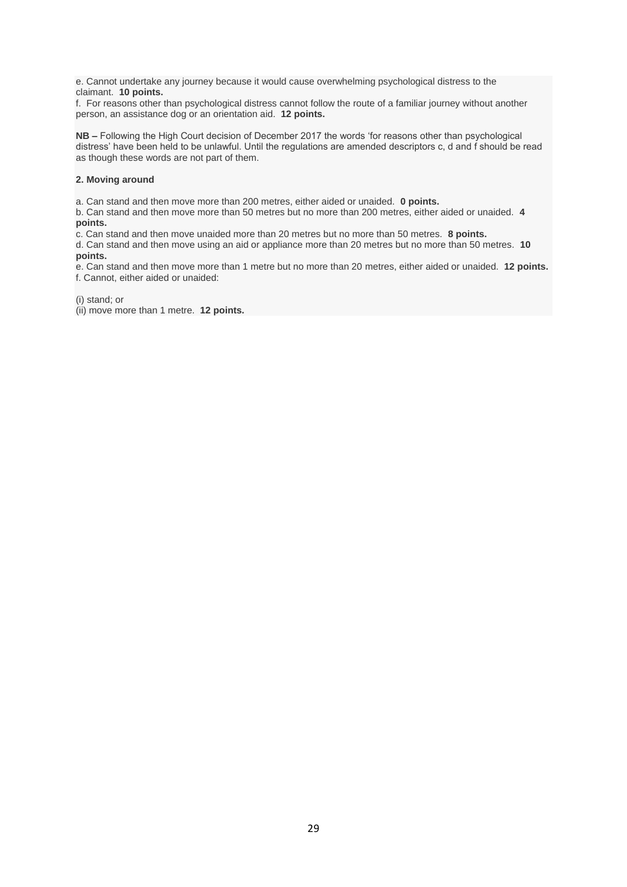e. Cannot undertake any journey because it would cause overwhelming psychological distress to the claimant. **10 points.**
f. For reasons other than psychological distress cannot follow the route of a familiar journey without another person, an assistance dog or an orientation aid. **12 points.**

**NB –** Following the High Court decision of December 2017 the words 'for reasons other than psychological distress' have been held to be unlawful. Until the regulations are amended descriptors c, d and f should be read as though these words are not part of them.

**2. Moving around**

a. Can stand and then move more than 200 metres, either aided or unaided. **0 points.**
b. Can stand and then move more than 50 metres but no more than 200 metres, either aided or unaided. **4 points.**
c. Can stand and then move unaided more than 20 metres but no more than 50 metres. **8 points.**
d. Can stand and then move using an aid or appliance more than 20 metres but no more than 50 metres. **10 points.**
e. Can stand and then move more than 1 metre but no more than 20 metres, either aided or unaided. **12 points.**
f. Cannot, either aided or unaided:

(i) stand; or
(ii) move more than 1 metre. **12 points.**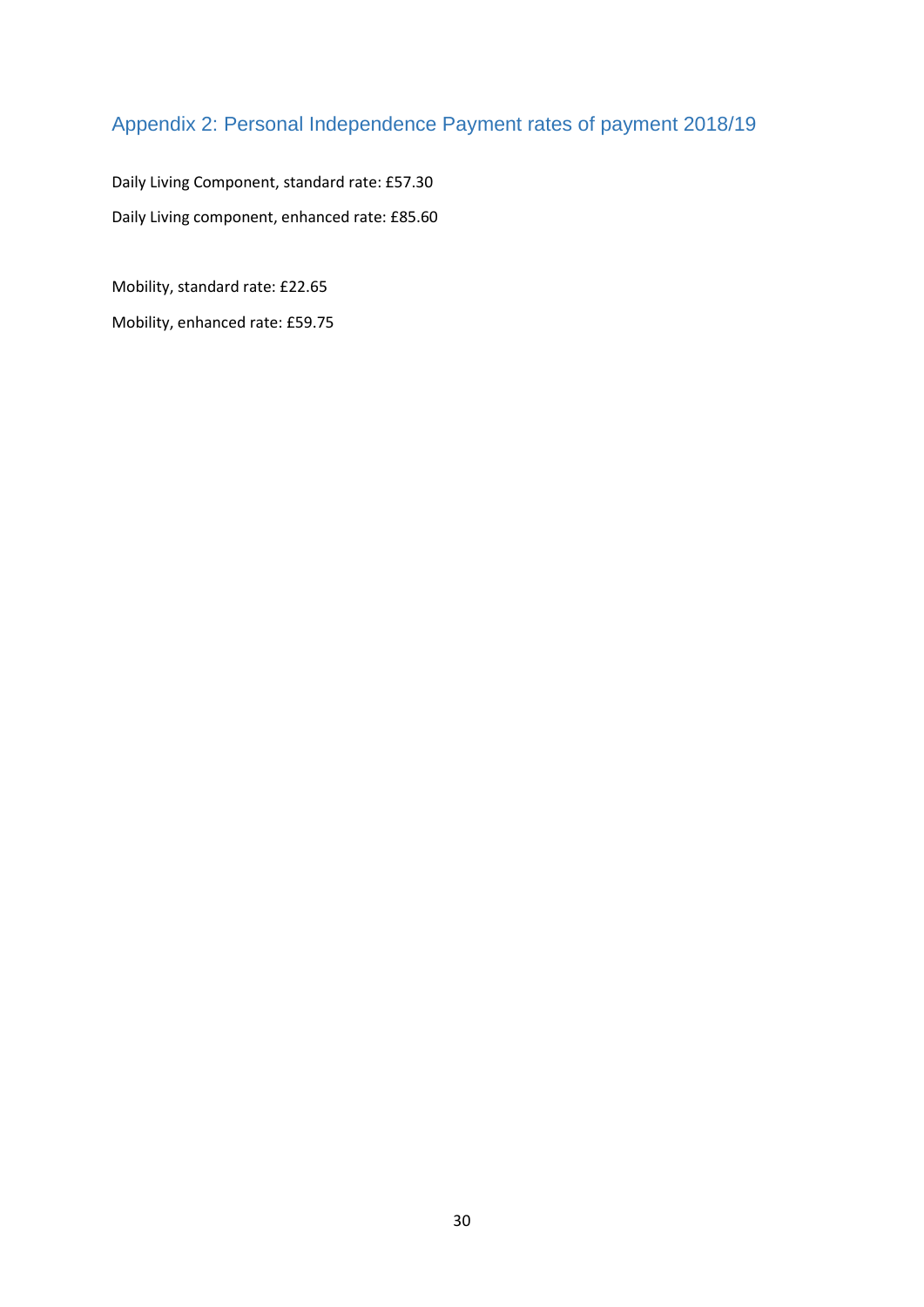## Appendix 2: Personal Independence Payment rates of payment 2018/19

Daily Living Component, standard rate: £57.30

Daily Living component, enhanced rate: £85.60

Mobility, standard rate: £22.65

Mobility, enhanced rate: £59.75